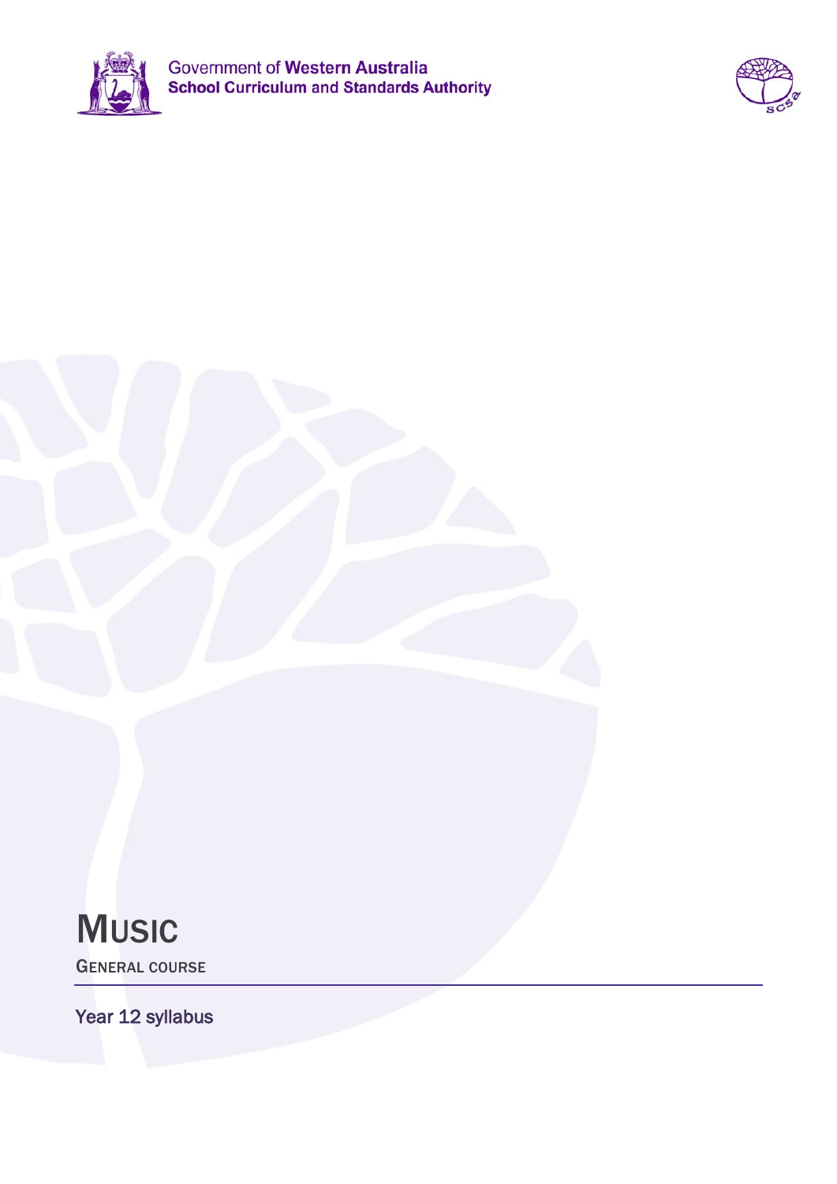Government of Western Australia
School Curriculum and Standards Authority

# Music

GENERAL COURSE

Year 12 syllabus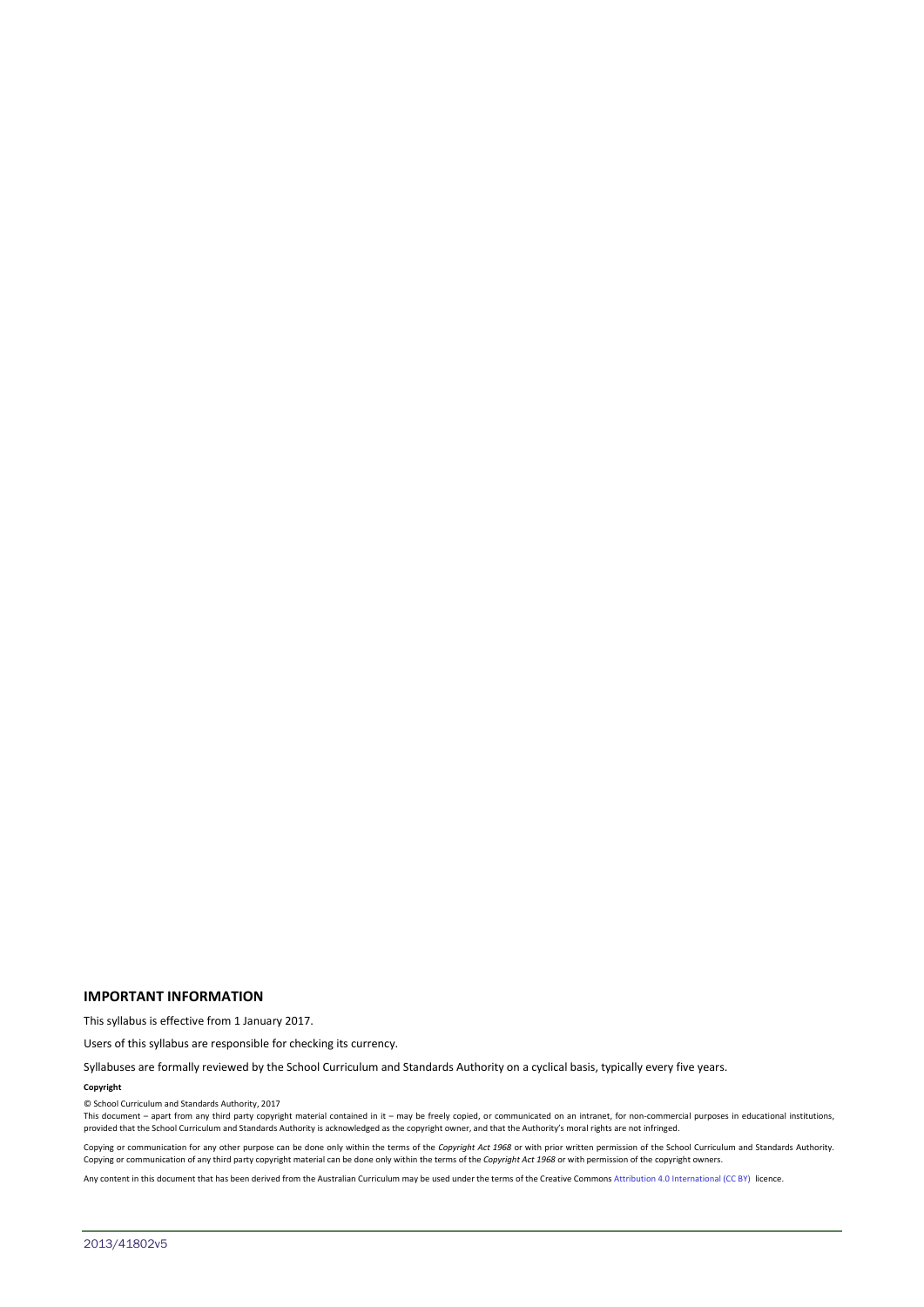## IMPORTANT INFORMATION

This syllabus is effective from 1 January 2017.

Users of this syllabus are responsible for checking its currency.

Syllabuses are formally reviewed by the School Curriculum and Standards Authority on a cyclical basis, typically every five years.

**Copyright**

© School Curriculum and Standards Authority, 2017

This document – apart from any third party copyright material contained in it – may be freely copied, or communicated on an intranet, for non-commercial purposes in educational institutions, provided that the School Curriculum and Standards Authority is acknowledged as the copyright owner, and that the Authority's moral rights are not infringed.

Copying or communication for any other purpose can be done only within the terms of the *Copyright Act 1968* or with prior written permission of the School Curriculum and Standards Authority. Copying or communication of any third party copyright material can be done only within the terms of the *Copyright Act 1968* or with permission of the copyright owners.

Any content in this document that has been derived from the Australian Curriculum may be used under the terms of the Creative Commons Attribution 4.0 International (CC BY) licence.

2013/41802v5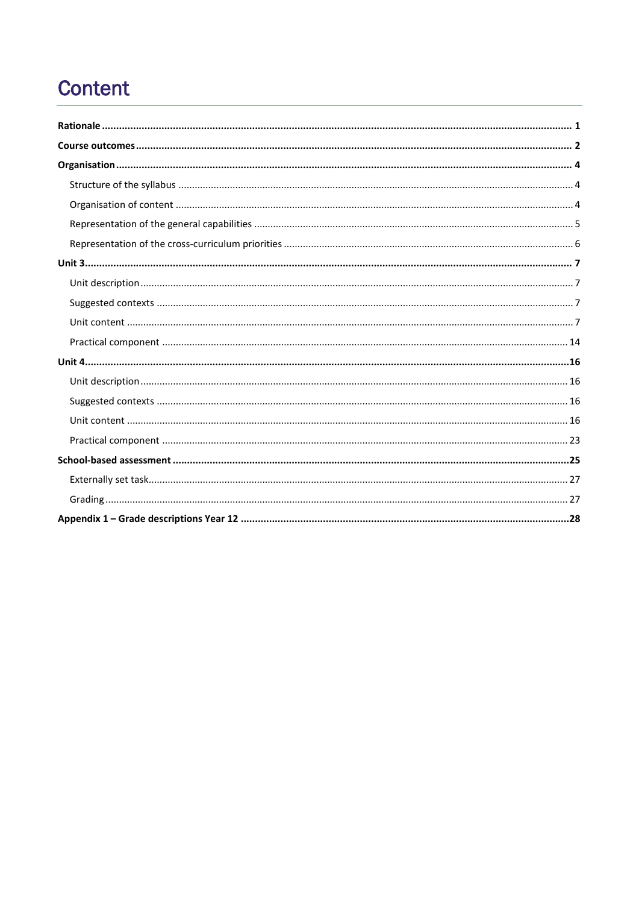# Content

**Rationale** ..... **1**

**Course outcomes** ..... **2**

**Organisation** ..... **4**

- Structure of the syllabus ..... 4
- Organisation of content ..... 4
- Representation of the general capabilities ..... 5
- Representation of the cross-curriculum priorities ..... 6

**Unit 3** ..... **7**

- Unit description ..... 7
- Suggested contexts ..... 7
- Unit content ..... 7
- Practical component ..... 14

**Unit 4** ..... **16**

- Unit description ..... 16
- Suggested contexts ..... 16
- Unit content ..... 16
- Practical component ..... 23

**School-based assessment** ..... **25**

- Externally set task ..... 27
- Grading ..... 27

**Appendix 1 – Grade descriptions Year 12** ..... **28**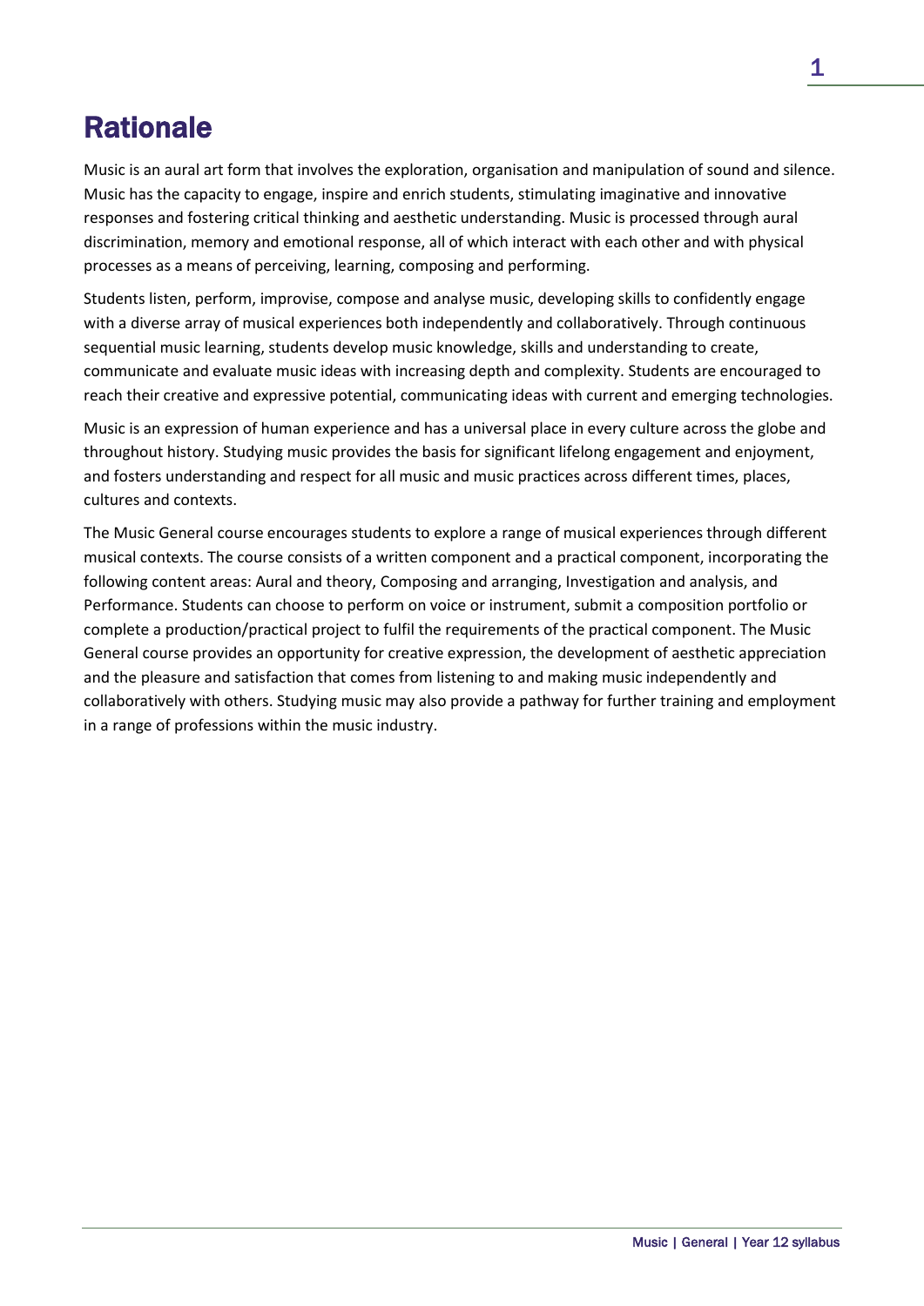# Rationale

Music is an aural art form that involves the exploration, organisation and manipulation of sound and silence. Music has the capacity to engage, inspire and enrich students, stimulating imaginative and innovative responses and fostering critical thinking and aesthetic understanding. Music is processed through aural discrimination, memory and emotional response, all of which interact with each other and with physical processes as a means of perceiving, learning, composing and performing.

Students listen, perform, improvise, compose and analyse music, developing skills to confidently engage with a diverse array of musical experiences both independently and collaboratively. Through continuous sequential music learning, students develop music knowledge, skills and understanding to create, communicate and evaluate music ideas with increasing depth and complexity. Students are encouraged to reach their creative and expressive potential, communicating ideas with current and emerging technologies.

Music is an expression of human experience and has a universal place in every culture across the globe and throughout history. Studying music provides the basis for significant lifelong engagement and enjoyment, and fosters understanding and respect for all music and music practices across different times, places, cultures and contexts.

The Music General course encourages students to explore a range of musical experiences through different musical contexts. The course consists of a written component and a practical component, incorporating the following content areas: Aural and theory, Composing and arranging, Investigation and analysis, and Performance. Students can choose to perform on voice or instrument, submit a composition portfolio or complete a production/practical project to fulfil the requirements of the practical component. The Music General course provides an opportunity for creative expression, the development of aesthetic appreciation and the pleasure and satisfaction that comes from listening to and making music independently and collaboratively with others. Studying music may also provide a pathway for further training and employment in a range of professions within the music industry.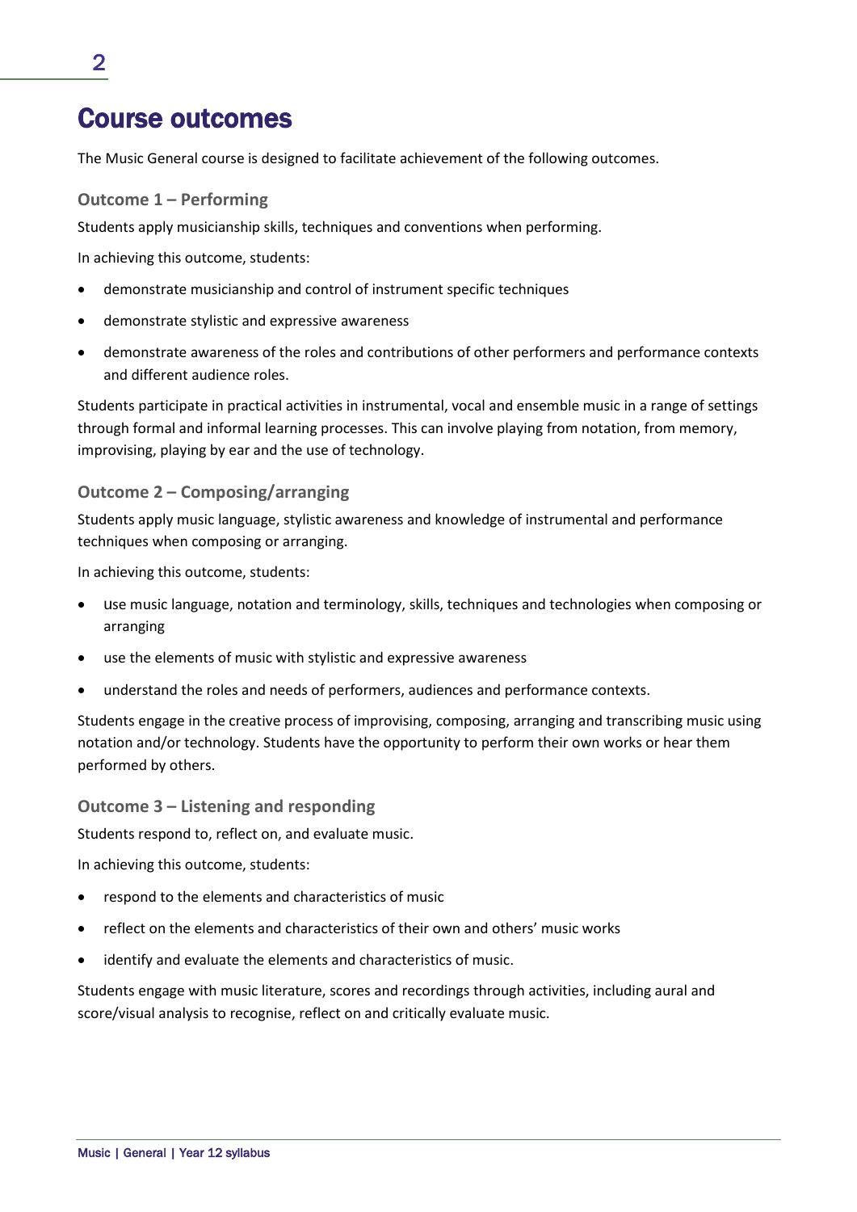# Course outcomes

The Music General course is designed to facilitate achievement of the following outcomes.

### Outcome 1 – Performing

Students apply musicianship skills, techniques and conventions when performing.

In achieving this outcome, students:

- demonstrate musicianship and control of instrument specific techniques
- demonstrate stylistic and expressive awareness
- demonstrate awareness of the roles and contributions of other performers and performance contexts and different audience roles.

Students participate in practical activities in instrumental, vocal and ensemble music in a range of settings through formal and informal learning processes. This can involve playing from notation, from memory, improvising, playing by ear and the use of technology.

### Outcome 2 – Composing/arranging

Students apply music language, stylistic awareness and knowledge of instrumental and performance techniques when composing or arranging.

In achieving this outcome, students:

- use music language, notation and terminology, skills, techniques and technologies when composing or arranging
- use the elements of music with stylistic and expressive awareness
- understand the roles and needs of performers, audiences and performance contexts.

Students engage in the creative process of improvising, composing, arranging and transcribing music using notation and/or technology. Students have the opportunity to perform their own works or hear them performed by others.

### Outcome 3 – Listening and responding

Students respond to, reflect on, and evaluate music.

In achieving this outcome, students:

- respond to the elements and characteristics of music
- reflect on the elements and characteristics of their own and others' music works
- identify and evaluate the elements and characteristics of music.

Students engage with music literature, scores and recordings through activities, including aural and score/visual analysis to recognise, reflect on and critically evaluate music.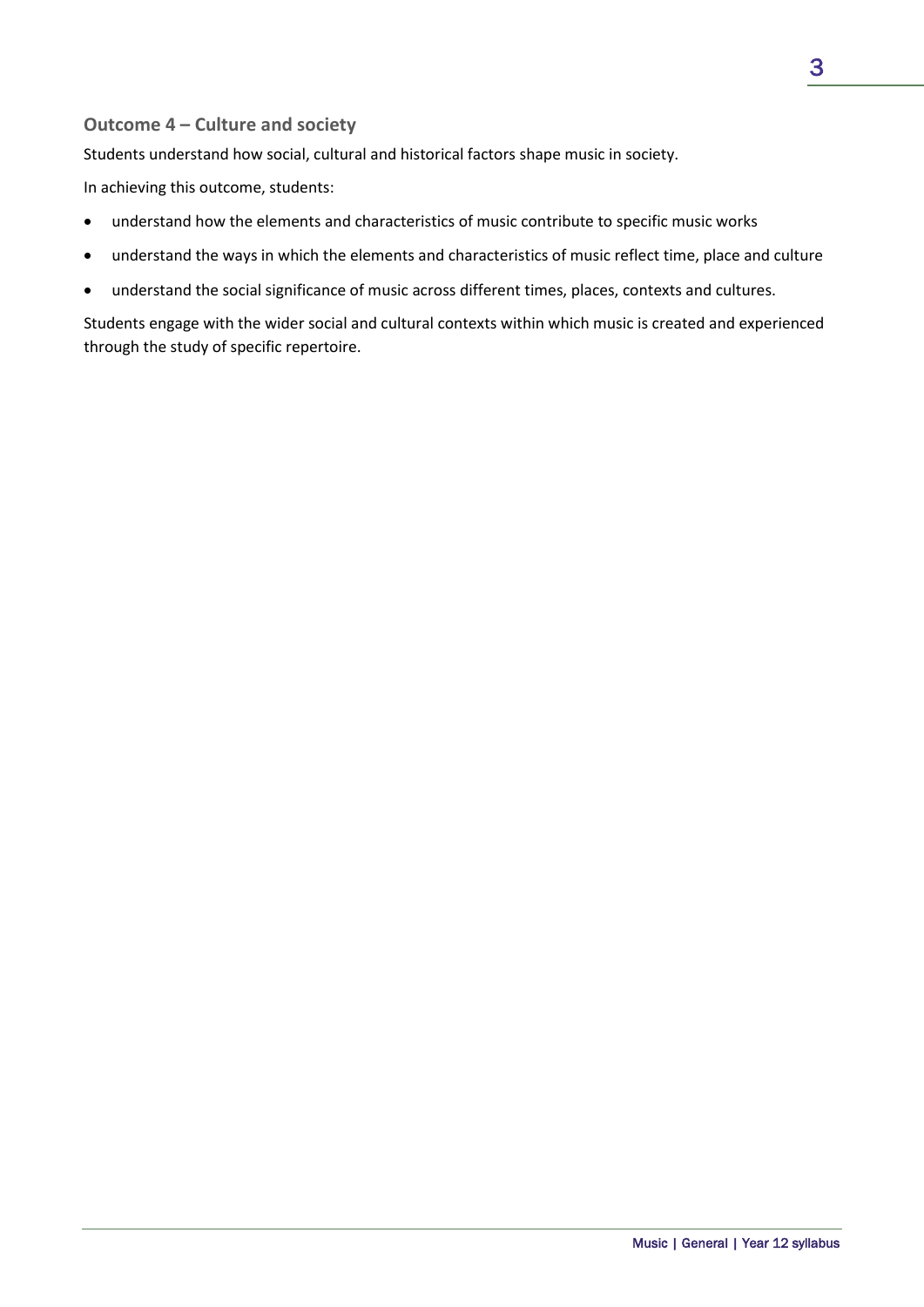### Outcome 4 – Culture and society

Students understand how social, cultural and historical factors shape music in society.

In achieving this outcome, students:

- understand how the elements and characteristics of music contribute to specific music works
- understand the ways in which the elements and characteristics of music reflect time, place and culture
- understand the social significance of music across different times, places, contexts and cultures.

Students engage with the wider social and cultural contexts within which music is created and experienced through the study of specific repertoire.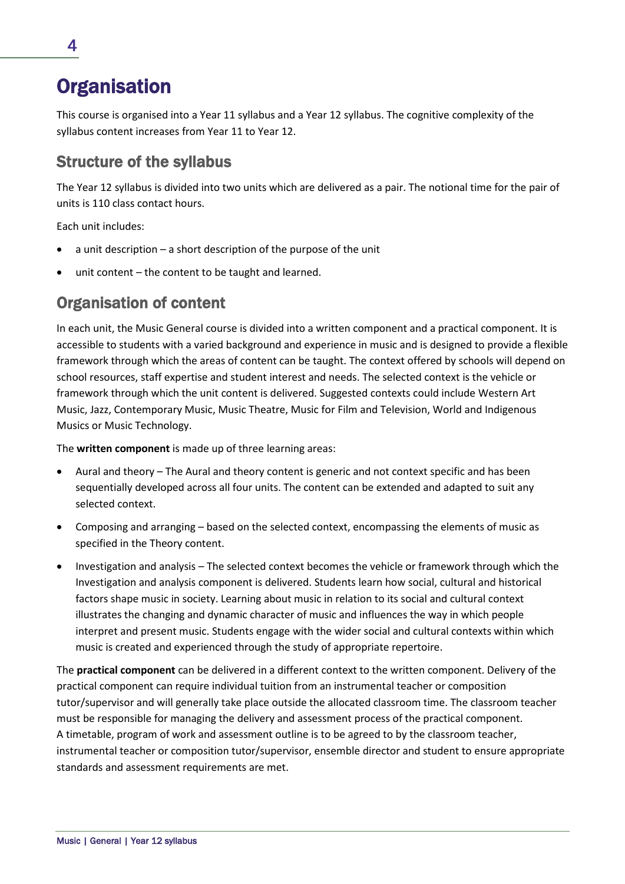# Organisation

This course is organised into a Year 11 syllabus and a Year 12 syllabus. The cognitive complexity of the syllabus content increases from Year 11 to Year 12.

## Structure of the syllabus

The Year 12 syllabus is divided into two units which are delivered as a pair. The notional time for the pair of units is 110 class contact hours.

Each unit includes:

- a unit description – a short description of the purpose of the unit
- unit content – the content to be taught and learned.

## Organisation of content

In each unit, the Music General course is divided into a written component and a practical component. It is accessible to students with a varied background and experience in music and is designed to provide a flexible framework through which the areas of content can be taught. The context offered by schools will depend on school resources, staff expertise and student interest and needs. The selected context is the vehicle or framework through which the unit content is delivered. Suggested contexts could include Western Art Music, Jazz, Contemporary Music, Music Theatre, Music for Film and Television, World and Indigenous Musics or Music Technology.

The **written component** is made up of three learning areas:

- Aural and theory – The Aural and theory content is generic and not context specific and has been sequentially developed across all four units. The content can be extended and adapted to suit any selected context.
- Composing and arranging – based on the selected context, encompassing the elements of music as specified in the Theory content.
- Investigation and analysis – The selected context becomes the vehicle or framework through which the Investigation and analysis component is delivered. Students learn how social, cultural and historical factors shape music in society. Learning about music in relation to its social and cultural context illustrates the changing and dynamic character of music and influences the way in which people interpret and present music. Students engage with the wider social and cultural contexts within which music is created and experienced through the study of appropriate repertoire.

The **practical component** can be delivered in a different context to the written component. Delivery of the practical component can require individual tuition from an instrumental teacher or composition tutor/supervisor and will generally take place outside the allocated classroom time. The classroom teacher must be responsible for managing the delivery and assessment process of the practical component. A timetable, program of work and assessment outline is to be agreed to by the classroom teacher, instrumental teacher or composition tutor/supervisor, ensemble director and student to ensure appropriate standards and assessment requirements are met.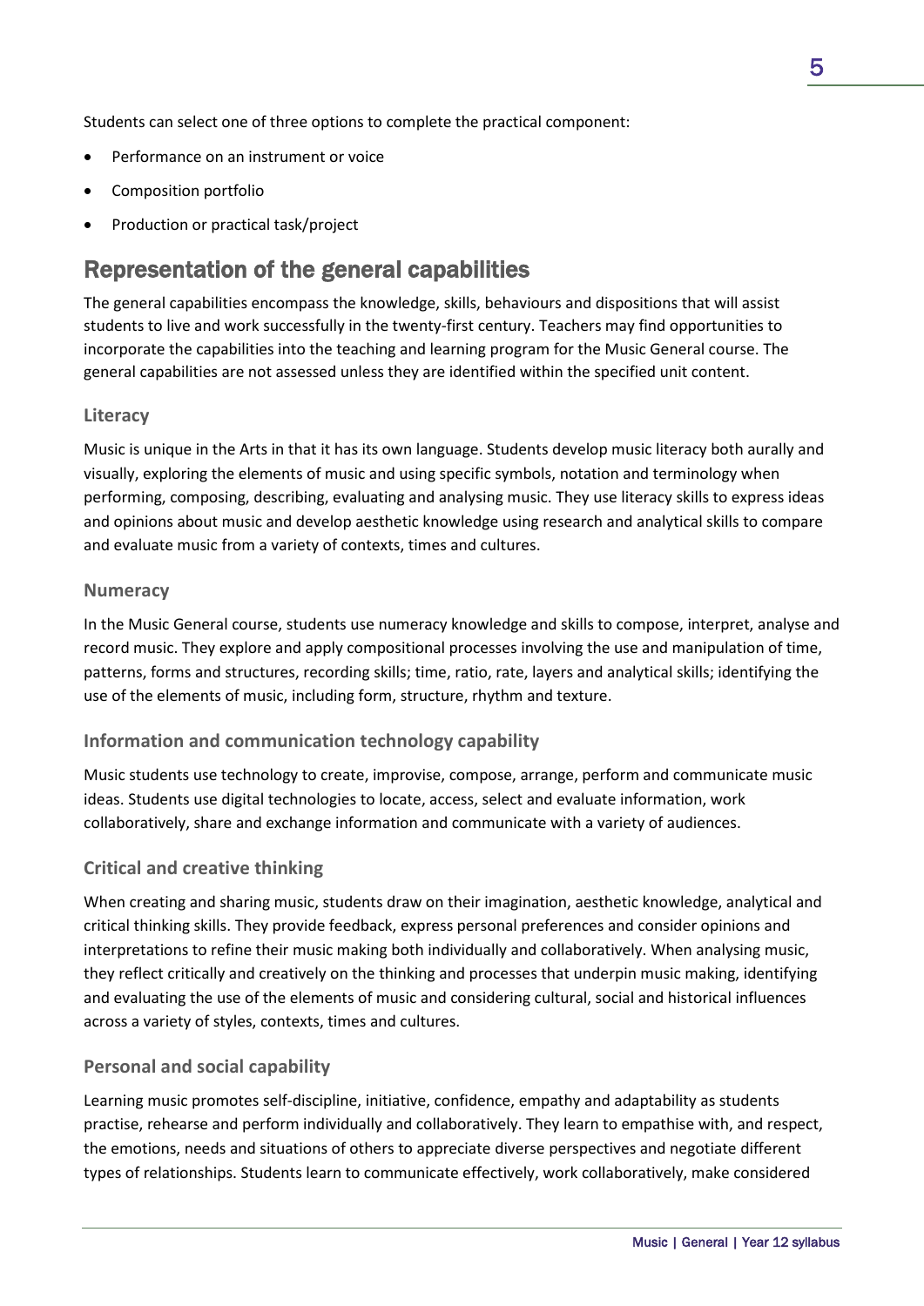Students can select one of three options to complete the practical component:

- Performance on an instrument or voice
- Composition portfolio
- Production or practical task/project

## Representation of the general capabilities

The general capabilities encompass the knowledge, skills, behaviours and dispositions that will assist students to live and work successfully in the twenty-first century. Teachers may find opportunities to incorporate the capabilities into the teaching and learning program for the Music General course. The general capabilities are not assessed unless they are identified within the specified unit content.

### Literacy

Music is unique in the Arts in that it has its own language. Students develop music literacy both aurally and visually, exploring the elements of music and using specific symbols, notation and terminology when performing, composing, describing, evaluating and analysing music. They use literacy skills to express ideas and opinions about music and develop aesthetic knowledge using research and analytical skills to compare and evaluate music from a variety of contexts, times and cultures.

### Numeracy

In the Music General course, students use numeracy knowledge and skills to compose, interpret, analyse and record music. They explore and apply compositional processes involving the use and manipulation of time, patterns, forms and structures, recording skills; time, ratio, rate, layers and analytical skills; identifying the use of the elements of music, including form, structure, rhythm and texture.

### Information and communication technology capability

Music students use technology to create, improvise, compose, arrange, perform and communicate music ideas. Students use digital technologies to locate, access, select and evaluate information, work collaboratively, share and exchange information and communicate with a variety of audiences.

### Critical and creative thinking

When creating and sharing music, students draw on their imagination, aesthetic knowledge, analytical and critical thinking skills. They provide feedback, express personal preferences and consider opinions and interpretations to refine their music making both individually and collaboratively. When analysing music, they reflect critically and creatively on the thinking and processes that underpin music making, identifying and evaluating the use of the elements of music and considering cultural, social and historical influences across a variety of styles, contexts, times and cultures.

### Personal and social capability

Learning music promotes self-discipline, initiative, confidence, empathy and adaptability as students practise, rehearse and perform individually and collaboratively. They learn to empathise with, and respect, the emotions, needs and situations of others to appreciate diverse perspectives and negotiate different types of relationships. Students learn to communicate effectively, work collaboratively, make considered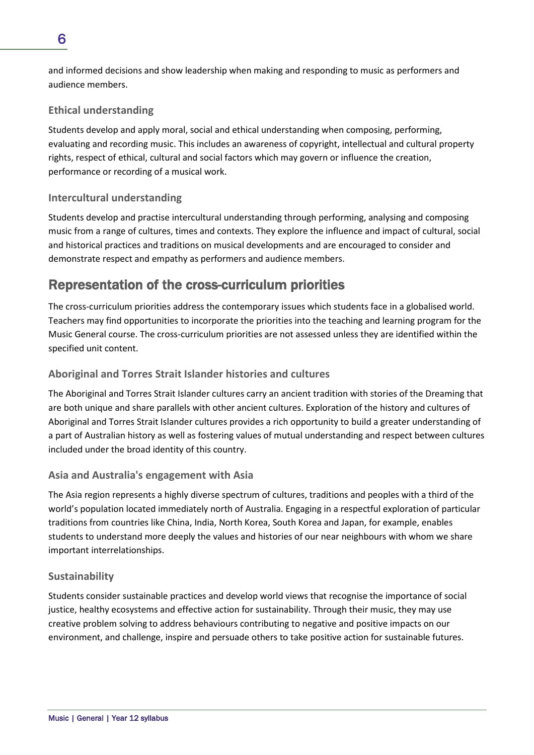and informed decisions and show leadership when making and responding to music as performers and audience members.

### Ethical understanding

Students develop and apply moral, social and ethical understanding when composing, performing, evaluating and recording music. This includes an awareness of copyright, intellectual and cultural property rights, respect of ethical, cultural and social factors which may govern or influence the creation, performance or recording of a musical work.

### Intercultural understanding

Students develop and practise intercultural understanding through performing, analysing and composing music from a range of cultures, times and contexts. They explore the influence and impact of cultural, social and historical practices and traditions on musical developments and are encouraged to consider and demonstrate respect and empathy as performers and audience members.

## Representation of the cross-curriculum priorities

The cross-curriculum priorities address the contemporary issues which students face in a globalised world. Teachers may find opportunities to incorporate the priorities into the teaching and learning program for the Music General course. The cross-curriculum priorities are not assessed unless they are identified within the specified unit content.

### Aboriginal and Torres Strait Islander histories and cultures

The Aboriginal and Torres Strait Islander cultures carry an ancient tradition with stories of the Dreaming that are both unique and share parallels with other ancient cultures. Exploration of the history and cultures of Aboriginal and Torres Strait Islander cultures provides a rich opportunity to build a greater understanding of a part of Australian history as well as fostering values of mutual understanding and respect between cultures included under the broad identity of this country.

### Asia and Australia's engagement with Asia

The Asia region represents a highly diverse spectrum of cultures, traditions and peoples with a third of the world's population located immediately north of Australia. Engaging in a respectful exploration of particular traditions from countries like China, India, North Korea, South Korea and Japan, for example, enables students to understand more deeply the values and histories of our near neighbours with whom we share important interrelationships.

### Sustainability

Students consider sustainable practices and develop world views that recognise the importance of social justice, healthy ecosystems and effective action for sustainability. Through their music, they may use creative problem solving to address behaviours contributing to negative and positive impacts on our environment, and challenge, inspire and persuade others to take positive action for sustainable futures.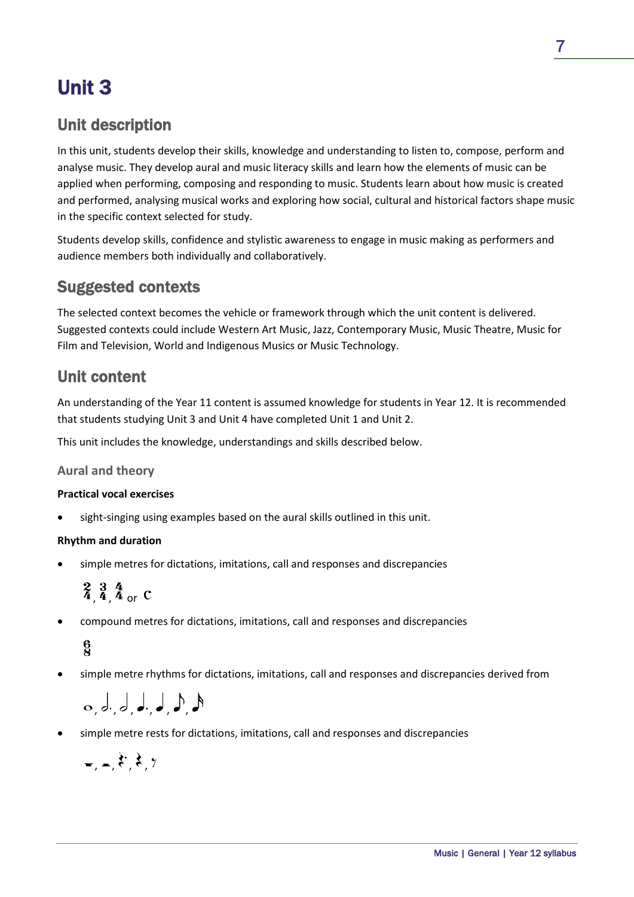# Unit 3

## Unit description

In this unit, students develop their skills, knowledge and understanding to listen to, compose, perform and analyse music. They develop aural and music literacy skills and learn how the elements of music can be applied when performing, composing and responding to music. Students learn about how music is created and performed, analysing musical works and exploring how social, cultural and historical factors shape music in the specific context selected for study.

Students develop skills, confidence and stylistic awareness to engage in music making as performers and audience members both individually and collaboratively.

## Suggested contexts

The selected context becomes the vehicle or framework through which the unit content is delivered. Suggested contexts could include Western Art Music, Jazz, Contemporary Music, Music Theatre, Music for Film and Television, World and Indigenous Musics or Music Technology.

## Unit content

An understanding of the Year 11 content is assumed knowledge for students in Year 12. It is recommended that students studying Unit 3 and Unit 4 have completed Unit 1 and Unit 2.

This unit includes the knowledge, understandings and skills described below.

### Aural and theory

**Practical vocal exercises**

- sight-singing using examples based on the aural skills outlined in this unit.

**Rhythm and duration**

- simple metres for dictations, imitations, call and responses and discrepancies

  $\frac{2}{4}$, $\frac{3}{4}$, $\frac{4}{4}$ or 𝄴

- compound metres for dictations, imitations, call and responses and discrepancies

  $\frac{6}{8}$

- simple metre rhythms for dictations, imitations, call and responses and discrepancies derived from

  𝅝, 𝅗𝅥., 𝅗𝅥, ♩., ♩, ♪, 𝅘𝅥𝅯

- simple metre rests for dictations, imitations, call and responses and discrepancies

  𝄻, 𝄼, 𝄽., 𝄽, 𝄾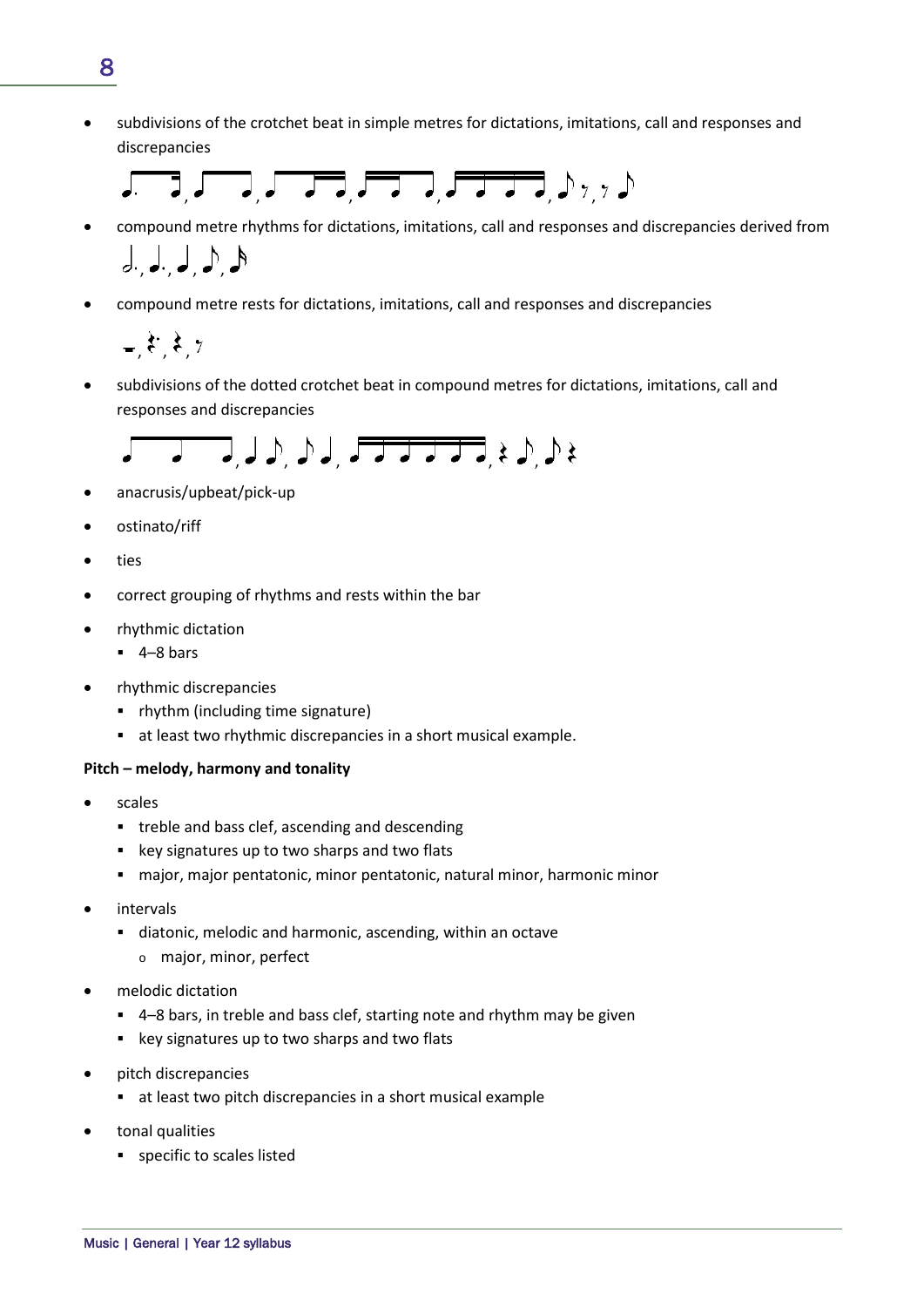- subdivisions of the crotchet beat in simple metres for dictations, imitations, call and responses and discrepancies
- compound metre rhythms for dictations, imitations, call and responses and discrepancies derived from
- compound metre rests for dictations, imitations, call and responses and discrepancies
- subdivisions of the dotted crotchet beat in compound metres for dictations, imitations, call and responses and discrepancies
- anacrusis/upbeat/pick-up
- ostinato/riff
- ties
- correct grouping of rhythms and rests within the bar
- rhythmic dictation
  - 4–8 bars
- rhythmic discrepancies
  - rhythm (including time signature)
  - at least two rhythmic discrepancies in a short musical example.

**Pitch – melody, harmony and tonality**

- scales
  - treble and bass clef, ascending and descending
  - key signatures up to two sharps and two flats
  - major, major pentatonic, minor pentatonic, natural minor, harmonic minor
- intervals
  - diatonic, melodic and harmonic, ascending, within an octave
    - major, minor, perfect
- melodic dictation
  - 4–8 bars, in treble and bass clef, starting note and rhythm may be given
  - key signatures up to two sharps and two flats
- pitch discrepancies
  - at least two pitch discrepancies in a short musical example
- tonal qualities
  - specific to scales listed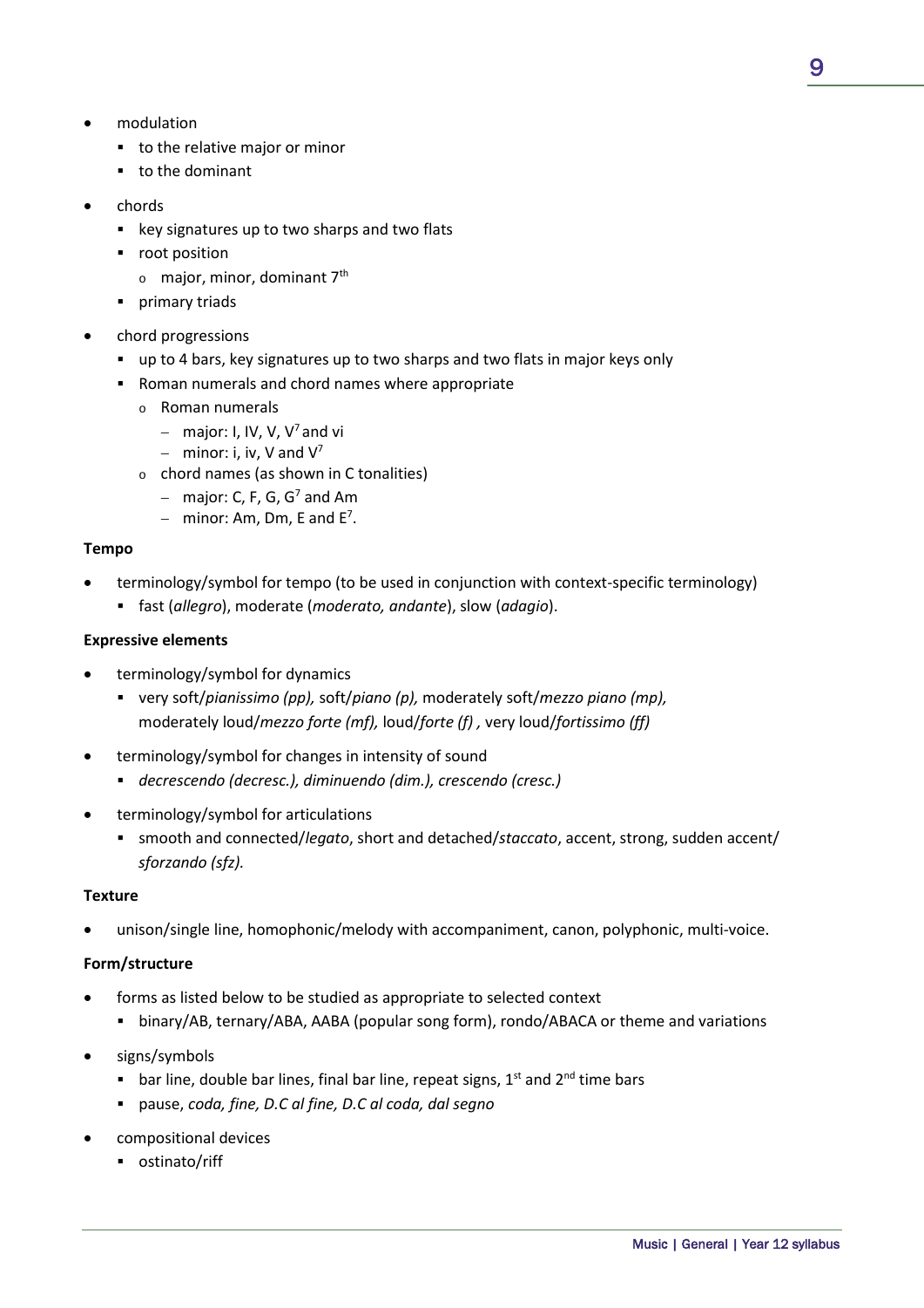- modulation
  - to the relative major or minor
  - to the dominant
- chords
  - key signatures up to two sharps and two flats
  - root position
    - major, minor, dominant 7th
  - primary triads
- chord progressions
  - up to 4 bars, key signatures up to two sharps and two flats in major keys only
  - Roman numerals and chord names where appropriate
    - Roman numerals
      - major: I, IV, V, $V^7$ and vi
      - minor: i, iv, V and $V^7$
    - chord names (as shown in C tonalities)
      - major: C, F, G, $G^7$ and Am
      - minor: Am, Dm, E and $E^7$.

**Tempo**

- terminology/symbol for tempo (to be used in conjunction with context-specific terminology)
  - fast (*allegro*), moderate (*moderato, andante*), slow (*adagio*).

**Expressive elements**

- terminology/symbol for dynamics
  - very soft/*pianissimo (pp),* soft/*piano (p),* moderately soft/*mezzo piano (mp),* moderately loud/*mezzo forte (mf),* loud/*forte (f)* , very loud/*fortissimo (ff)*
- terminology/symbol for changes in intensity of sound
  - *decrescendo (decresc.), diminuendo (dim.), crescendo (cresc.)*
- terminology/symbol for articulations
  - smooth and connected/*legato*, short and detached/*staccato*, accent, strong, sudden accent/ *sforzando (sfz).*

**Texture**

- unison/single line, homophonic/melody with accompaniment, canon, polyphonic, multi-voice.

**Form/structure**

- forms as listed below to be studied as appropriate to selected context
  - binary/AB, ternary/ABA, AABA (popular song form), rondo/ABACA or theme and variations
- signs/symbols
  - bar line, double bar lines, final bar line, repeat signs, 1st and 2nd time bars
  - pause, *coda, fine, D.C al fine, D.C al coda, dal segno*
- compositional devices
  - ostinato/riff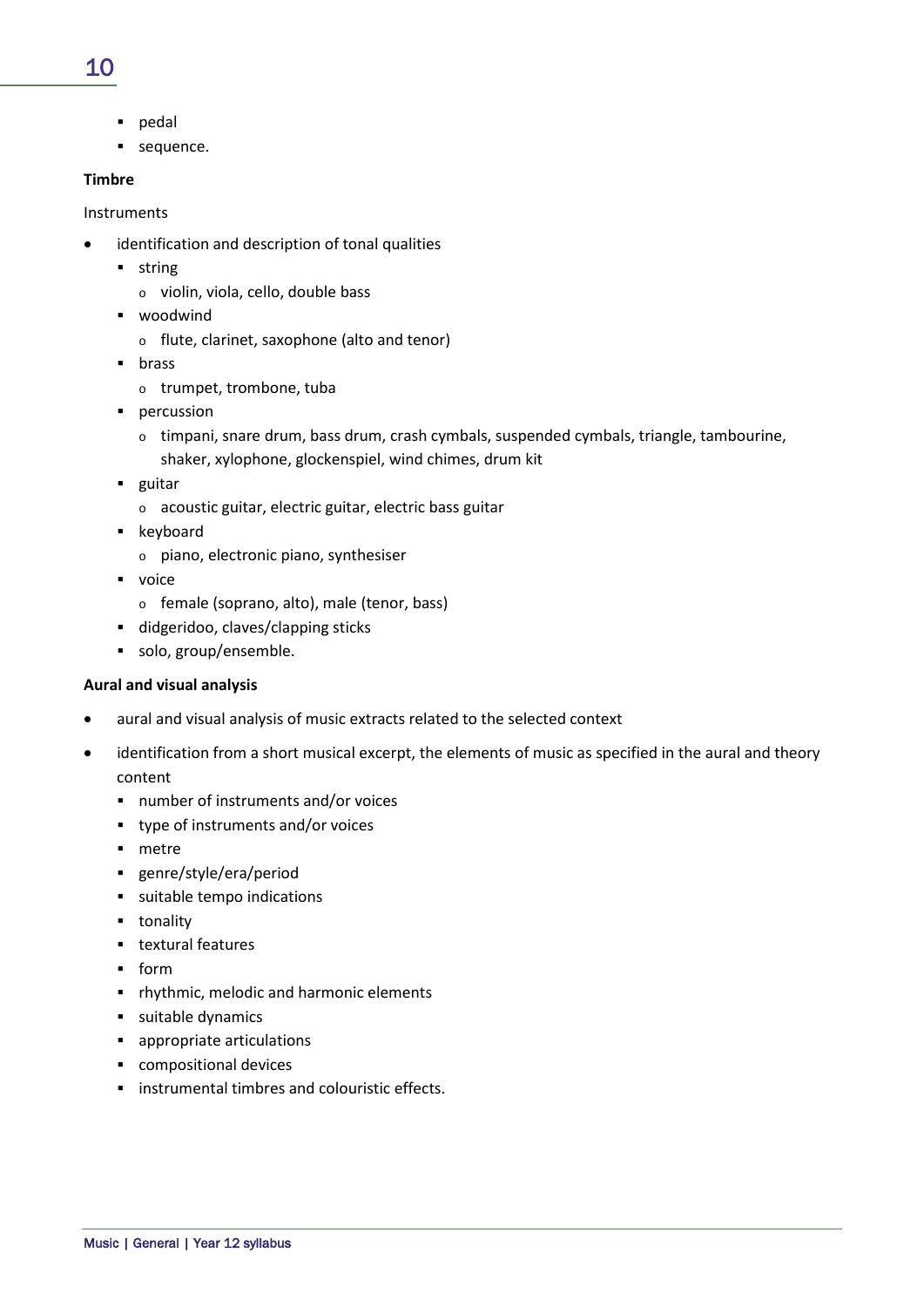- pedal
  - sequence.

**Timbre**

Instruments

- identification and description of tonal qualities
  - string
    - violin, viola, cello, double bass
  - woodwind
    - flute, clarinet, saxophone (alto and tenor)
  - brass
    - trumpet, trombone, tuba
  - percussion
    - timpani, snare drum, bass drum, crash cymbals, suspended cymbals, triangle, tambourine, shaker, xylophone, glockenspiel, wind chimes, drum kit
  - guitar
    - acoustic guitar, electric guitar, electric bass guitar
  - keyboard
    - piano, electronic piano, synthesiser
  - voice
    - female (soprano, alto), male (tenor, bass)
  - didgeridoo, claves/clapping sticks
  - solo, group/ensemble.

**Aural and visual analysis**

- aural and visual analysis of music extracts related to the selected context
- identification from a short musical excerpt, the elements of music as specified in the aural and theory content
  - number of instruments and/or voices
  - type of instruments and/or voices
  - metre
  - genre/style/era/period
  - suitable tempo indications
  - tonality
  - textural features
  - form
  - rhythmic, melodic and harmonic elements
  - suitable dynamics
  - appropriate articulations
  - compositional devices
  - instrumental timbres and colouristic effects.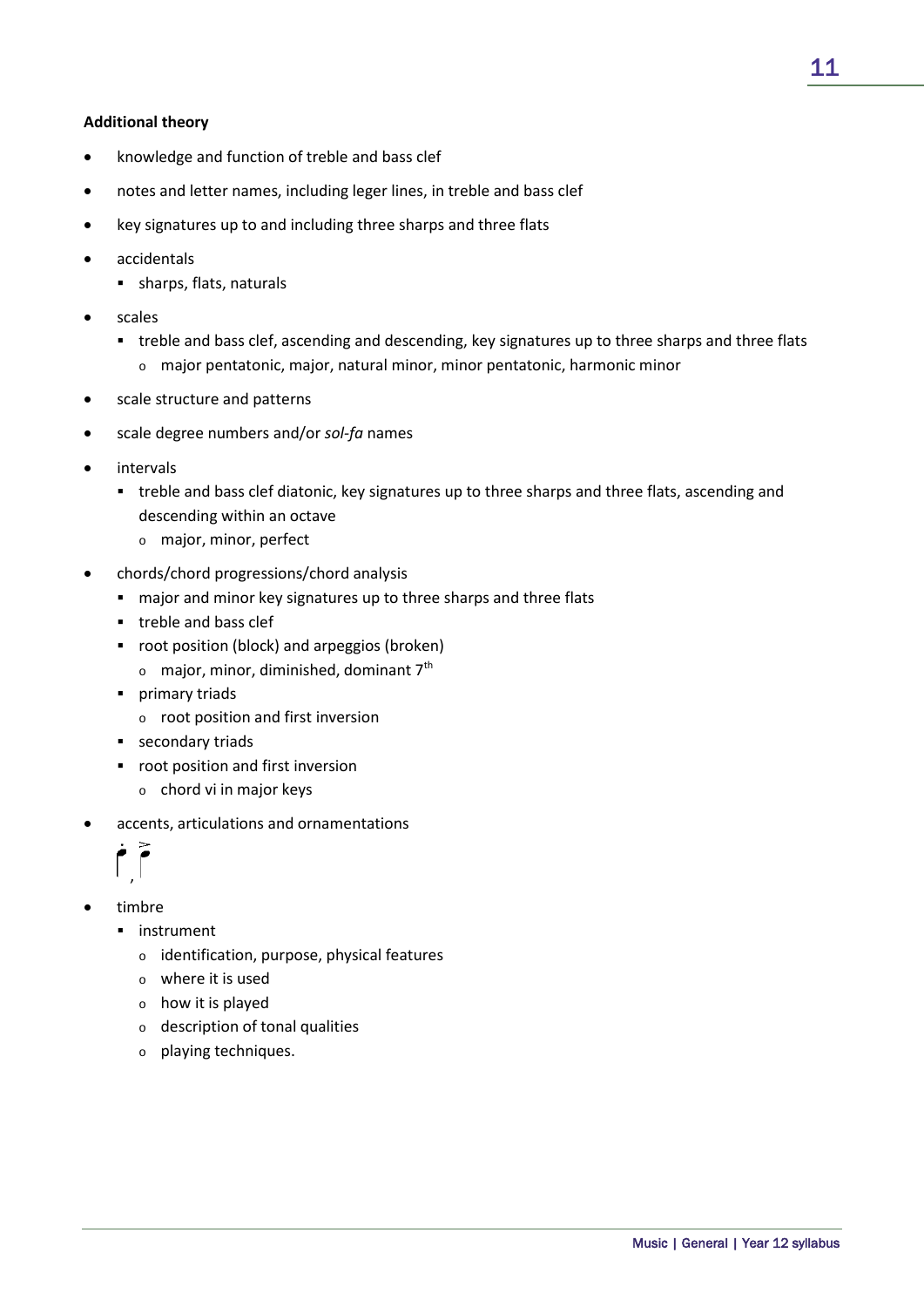**Additional theory**

- knowledge and function of treble and bass clef
- notes and letter names, including leger lines, in treble and bass clef
- key signatures up to and including three sharps and three flats
- accidentals
  - sharps, flats, naturals
- scales
  - treble and bass clef, ascending and descending, key signatures up to three sharps and three flats
    - major pentatonic, major, natural minor, minor pentatonic, harmonic minor
- scale structure and patterns
- scale degree numbers and/or *sol-fa* names
- intervals
  - treble and bass clef diatonic, key signatures up to three sharps and three flats, ascending and descending within an octave
    - major, minor, perfect
- chords/chord progressions/chord analysis
  - major and minor key signatures up to three sharps and three flats
  - treble and bass clef
  - root position (block) and arpeggios (broken)
    - major, minor, diminished, dominant 7th
  - primary triads
    - root position and first inversion
  - secondary triads
  - root position and first inversion
    - chord vi in major keys
- accents, articulations and ornamentations

- timbre
  - instrument
    - identification, purpose, physical features
    - where it is used
    - how it is played
    - description of tonal qualities
    - playing techniques.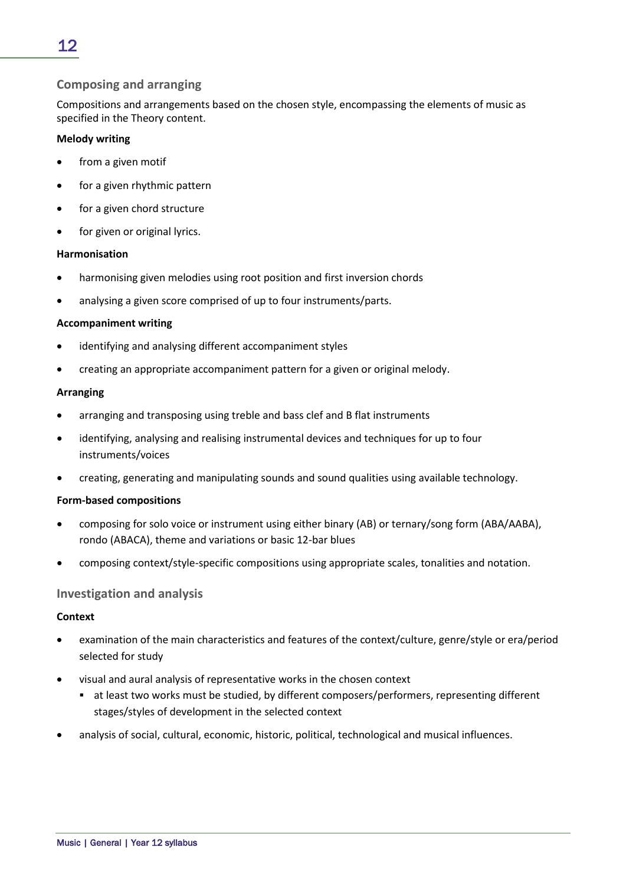## Composing and arranging

Compositions and arrangements based on the chosen style, encompassing the elements of music as specified in the Theory content.

**Melody writing**

- from a given motif
- for a given rhythmic pattern
- for a given chord structure
- for given or original lyrics.

**Harmonisation**

- harmonising given melodies using root position and first inversion chords
- analysing a given score comprised of up to four instruments/parts.

**Accompaniment writing**

- identifying and analysing different accompaniment styles
- creating an appropriate accompaniment pattern for a given or original melody.

**Arranging**

- arranging and transposing using treble and bass clef and B flat instruments
- identifying, analysing and realising instrumental devices and techniques for up to four instruments/voices
- creating, generating and manipulating sounds and sound qualities using available technology.

**Form-based compositions**

- composing for solo voice or instrument using either binary (AB) or ternary/song form (ABA/AABA), rondo (ABACA), theme and variations or basic 12-bar blues
- composing context/style-specific compositions using appropriate scales, tonalities and notation.

## Investigation and analysis

**Context**

- examination of the main characteristics and features of the context/culture, genre/style or era/period selected for study
- visual and aural analysis of representative works in the chosen context
  - at least two works must be studied, by different composers/performers, representing different stages/styles of development in the selected context
- analysis of social, cultural, economic, historic, political, technological and musical influences.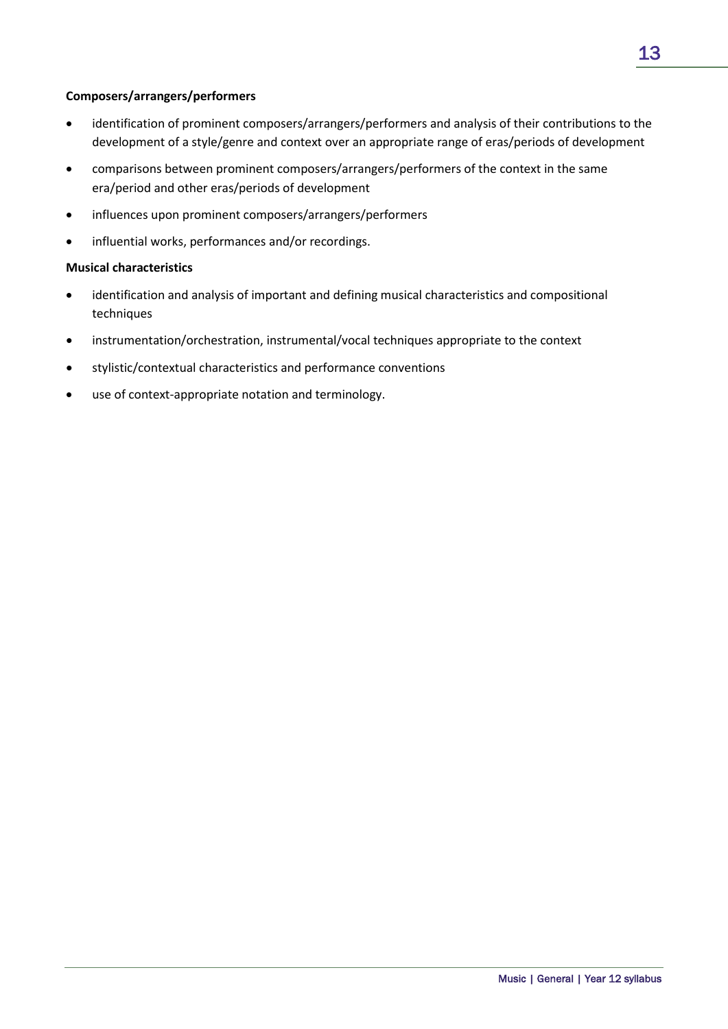**Composers/arrangers/performers**

- identification of prominent composers/arrangers/performers and analysis of their contributions to the development of a style/genre and context over an appropriate range of eras/periods of development
- comparisons between prominent composers/arrangers/performers of the context in the same era/period and other eras/periods of development
- influences upon prominent composers/arrangers/performers
- influential works, performances and/or recordings.

**Musical characteristics**

- identification and analysis of important and defining musical characteristics and compositional techniques
- instrumentation/orchestration, instrumental/vocal techniques appropriate to the context
- stylistic/contextual characteristics and performance conventions
- use of context-appropriate notation and terminology.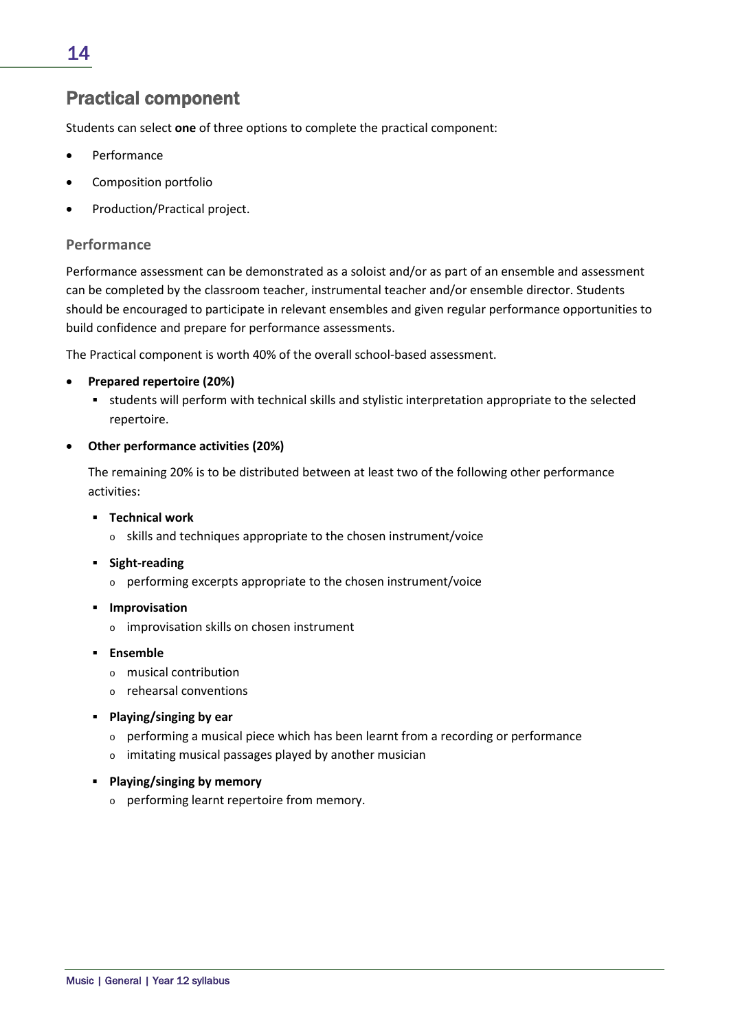## Practical component

Students can select **one** of three options to complete the practical component:

- Performance
- Composition portfolio
- Production/Practical project.

### Performance

Performance assessment can be demonstrated as a soloist and/or as part of an ensemble and assessment can be completed by the classroom teacher, instrumental teacher and/or ensemble director. Students should be encouraged to participate in relevant ensembles and given regular performance opportunities to build confidence and prepare for performance assessments.

The Practical component is worth 40% of the overall school-based assessment.

- **Prepared repertoire (20%)**
  - students will perform with technical skills and stylistic interpretation appropriate to the selected repertoire.
- **Other performance activities (20%)**

  The remaining 20% is to be distributed between at least two of the following other performance activities:

  - **Technical work**
    - skills and techniques appropriate to the chosen instrument/voice
  - **Sight-reading**
    - performing excerpts appropriate to the chosen instrument/voice
  - **Improvisation**
    - improvisation skills on chosen instrument
  - **Ensemble**
    - musical contribution
    - rehearsal conventions
  - **Playing/singing by ear**
    - performing a musical piece which has been learnt from a recording or performance
    - imitating musical passages played by another musician
  - **Playing/singing by memory**
    - performing learnt repertoire from memory.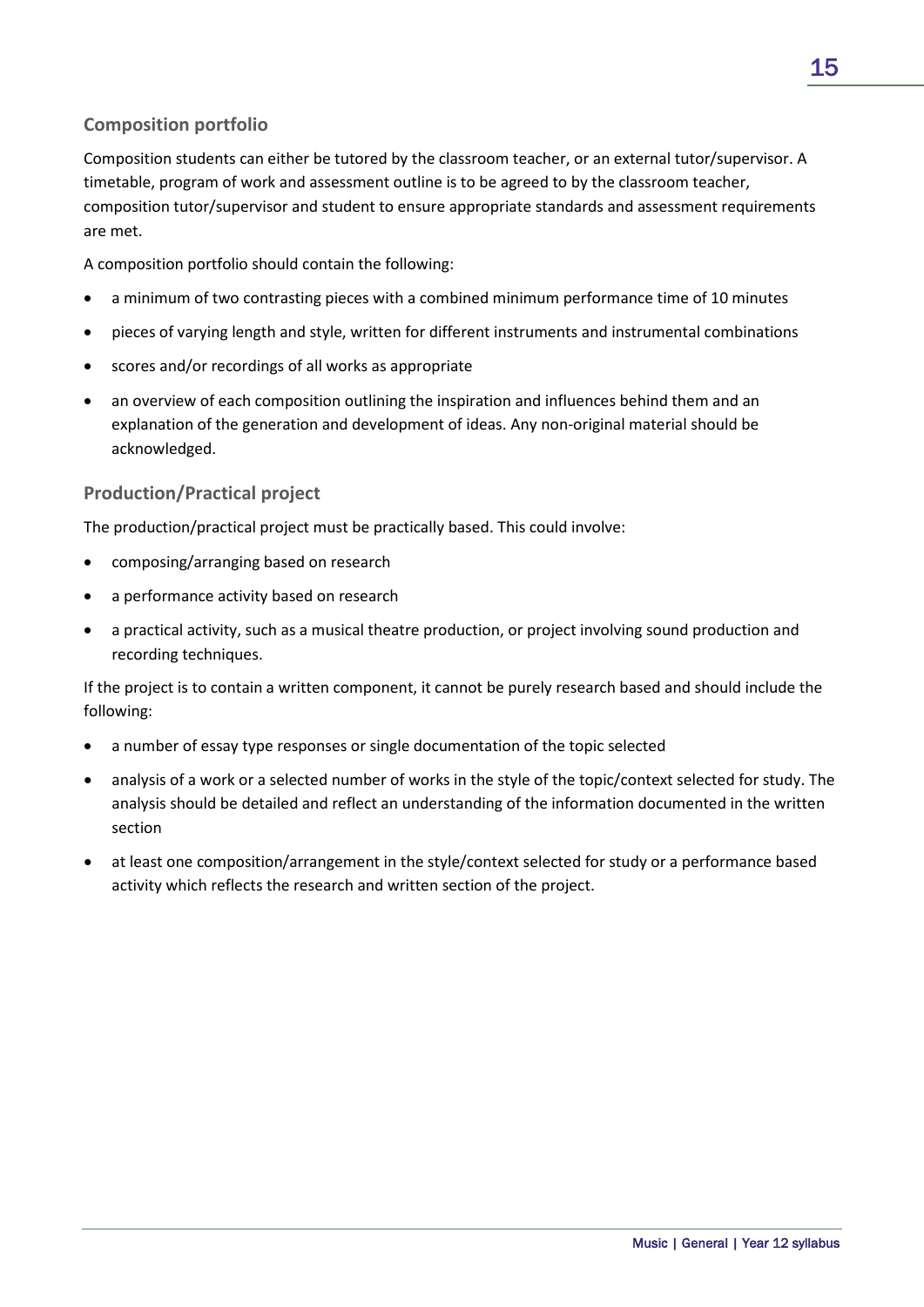### Composition portfolio

Composition students can either be tutored by the classroom teacher, or an external tutor/supervisor. A timetable, program of work and assessment outline is to be agreed to by the classroom teacher, composition tutor/supervisor and student to ensure appropriate standards and assessment requirements are met.

A composition portfolio should contain the following:

- a minimum of two contrasting pieces with a combined minimum performance time of 10 minutes
- pieces of varying length and style, written for different instruments and instrumental combinations
- scores and/or recordings of all works as appropriate
- an overview of each composition outlining the inspiration and influences behind them and an explanation of the generation and development of ideas. Any non-original material should be acknowledged.

### Production/Practical project

The production/practical project must be practically based. This could involve:

- composing/arranging based on research
- a performance activity based on research
- a practical activity, such as a musical theatre production, or project involving sound production and recording techniques.

If the project is to contain a written component, it cannot be purely research based and should include the following:

- a number of essay type responses or single documentation of the topic selected
- analysis of a work or a selected number of works in the style of the topic/context selected for study. The analysis should be detailed and reflect an understanding of the information documented in the written section
- at least one composition/arrangement in the style/context selected for study or a performance based activity which reflects the research and written section of the project.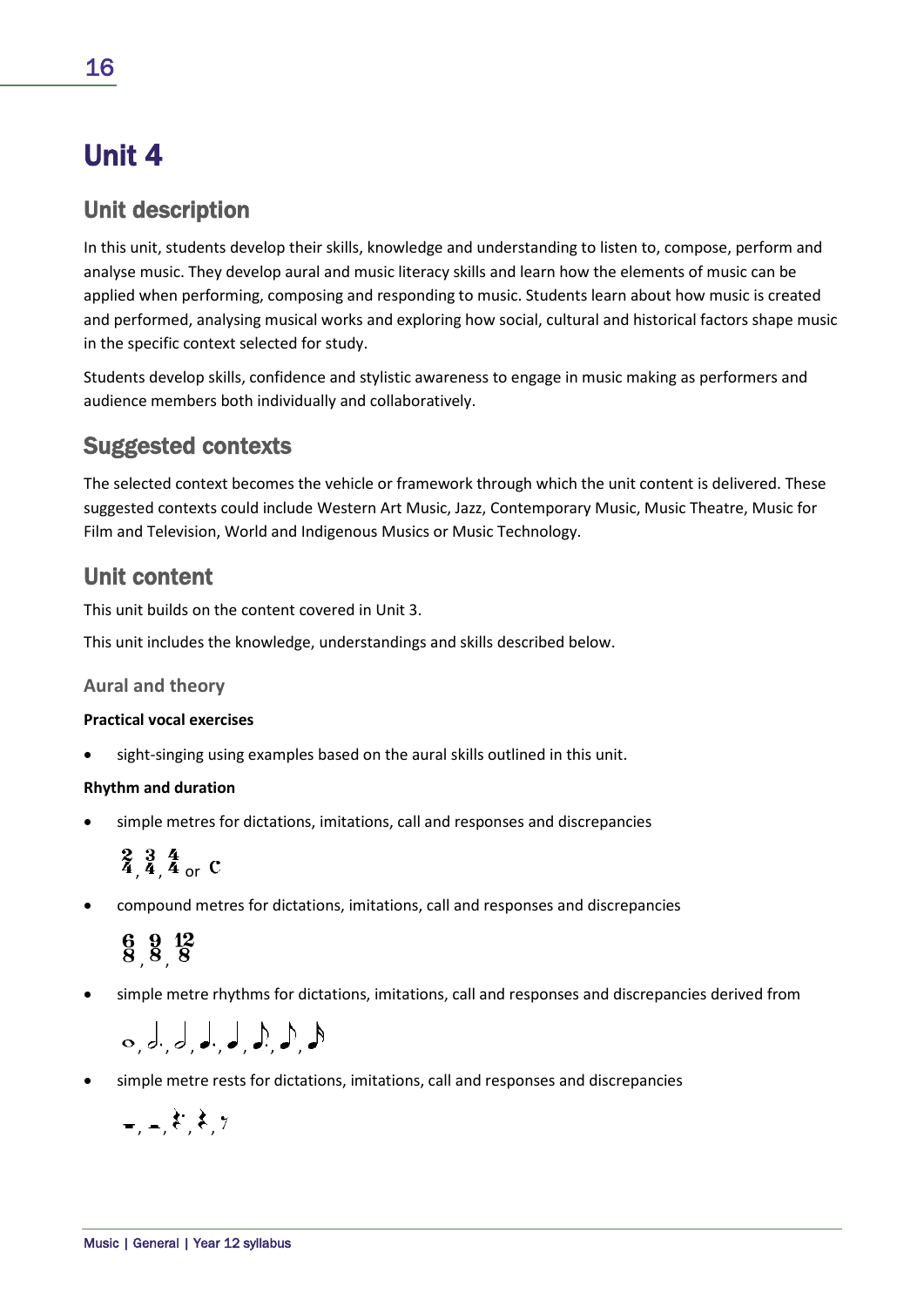# Unit 4

## Unit description

In this unit, students develop their skills, knowledge and understanding to listen to, compose, perform and analyse music. They develop aural and music literacy skills and learn how the elements of music can be applied when performing, composing and responding to music. Students learn about how music is created and performed, analysing musical works and exploring how social, cultural and historical factors shape music in the specific context selected for study.

Students develop skills, confidence and stylistic awareness to engage in music making as performers and audience members both individually and collaboratively.

## Suggested contexts

The selected context becomes the vehicle or framework through which the unit content is delivered. These suggested contexts could include Western Art Music, Jazz, Contemporary Music, Music Theatre, Music for Film and Television, World and Indigenous Musics or Music Technology.

## Unit content

This unit builds on the content covered in Unit 3.

This unit includes the knowledge, understandings and skills described below.

### Aural and theory

**Practical vocal exercises**

- sight-singing using examples based on the aural skills outlined in this unit.

**Rhythm and duration**

- simple metres for dictations, imitations, call and responses and discrepancies

  2/4, 3/4, 4/4 or C

- compound metres for dictations, imitations, call and responses and discrepancies

  6/8, 9/8, 12/8

- simple metre rhythms for dictations, imitations, call and responses and discrepancies derived from

  𝅝, 𝅗𝅥., 𝅗𝅥, ♩., ♩, ♪., ♪, 𝅘𝅥𝅯

- simple metre rests for dictations, imitations, call and responses and discrepancies

  𝄻, 𝄼, 𝄽., 𝄽, 𝄾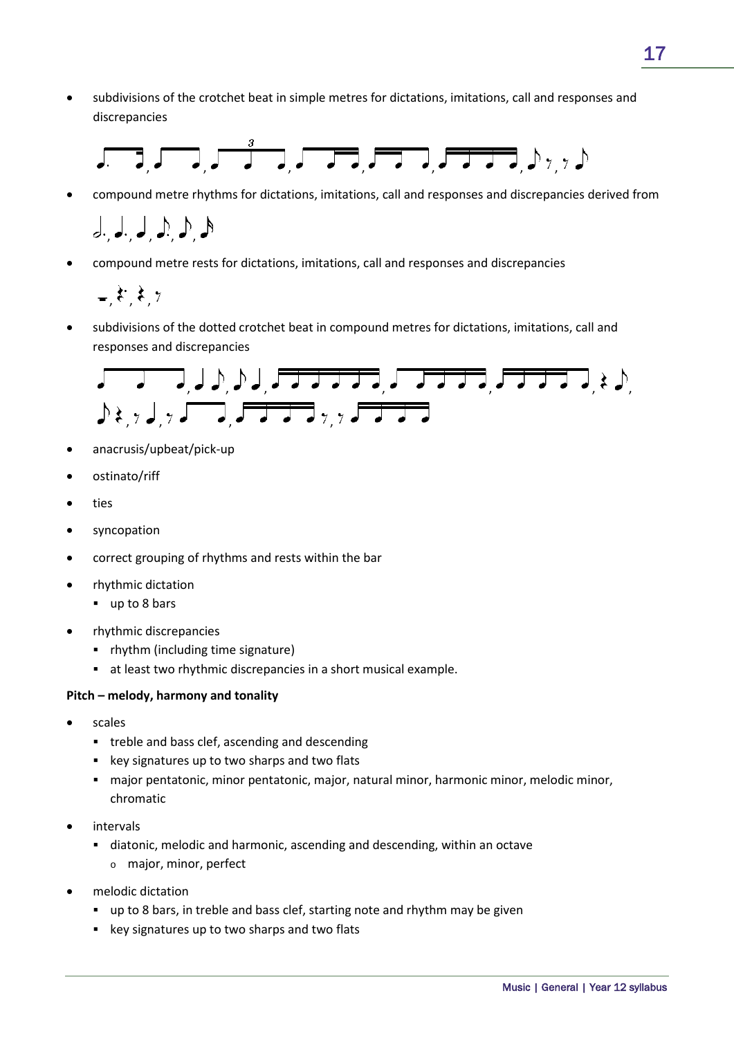- subdivisions of the crotchet beat in simple metres for dictations, imitations, call and responses and discrepancies

- compound metre rhythms for dictations, imitations, call and responses and discrepancies derived from

- compound metre rests for dictations, imitations, call and responses and discrepancies

- subdivisions of the dotted crotchet beat in compound metres for dictations, imitations, call and responses and discrepancies

- anacrusis/upbeat/pick-up
- ostinato/riff
- ties
- syncopation
- correct grouping of rhythms and rests within the bar
- rhythmic dictation
  - up to 8 bars
- rhythmic discrepancies
  - rhythm (including time signature)
  - at least two rhythmic discrepancies in a short musical example.

**Pitch – melody, harmony and tonality**

- scales
  - treble and bass clef, ascending and descending
  - key signatures up to two sharps and two flats
  - major pentatonic, minor pentatonic, major, natural minor, harmonic minor, melodic minor, chromatic
- intervals
  - diatonic, melodic and harmonic, ascending and descending, within an octave
    - major, minor, perfect
- melodic dictation
  - up to 8 bars, in treble and bass clef, starting note and rhythm may be given
  - key signatures up to two sharps and two flats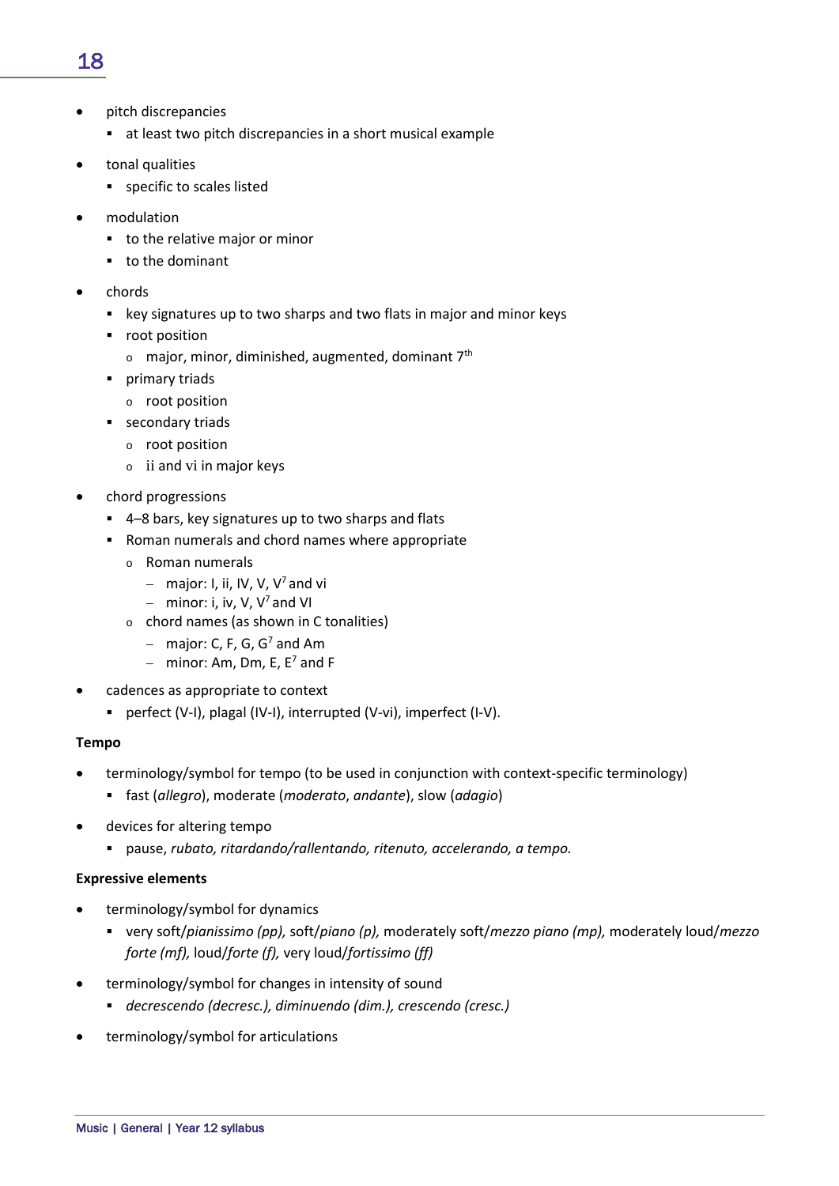- pitch discrepancies
  - at least two pitch discrepancies in a short musical example
- tonal qualities
  - specific to scales listed
- modulation
  - to the relative major or minor
  - to the dominant
- chords
  - key signatures up to two sharps and two flats in major and minor keys
  - root position
    - major, minor, diminished, augmented, dominant $7^{th}$
  - primary triads
    - root position
  - secondary triads
    - root position
    - ii and vi in major keys
- chord progressions
  - 4–8 bars, key signatures up to two sharps and flats
  - Roman numerals and chord names where appropriate
    - Roman numerals
      - major: I, ii, IV, V, $V^7$ and vi
      - minor: i, iv, V, $V^7$ and VI
    - chord names (as shown in C tonalities)
      - major: C, F, G, $G^7$ and Am
      - minor: Am, Dm, E, $E^7$ and F
- cadences as appropriate to context
  - perfect (V-I), plagal (IV-I), interrupted (V-vi), imperfect (I-V).

**Tempo**

- terminology/symbol for tempo (to be used in conjunction with context-specific terminology)
  - fast (*allegro*), moderate (*moderato*, *andante*), slow (*adagio*)
- devices for altering tempo
  - pause, *rubato, ritardando/rallentando, ritenuto, accelerando, a tempo.*

**Expressive elements**

- terminology/symbol for dynamics
  - very soft/*pianissimo (pp),* soft/*piano (p),* moderately soft/*mezzo piano (mp),* moderately loud/*mezzo forte (mf),* loud/*forte (f),* very loud/*fortissimo (ff)*
- terminology/symbol for changes in intensity of sound
  - *decrescendo (decresc.), diminuendo (dim.), crescendo (cresc.)*
- terminology/symbol for articulations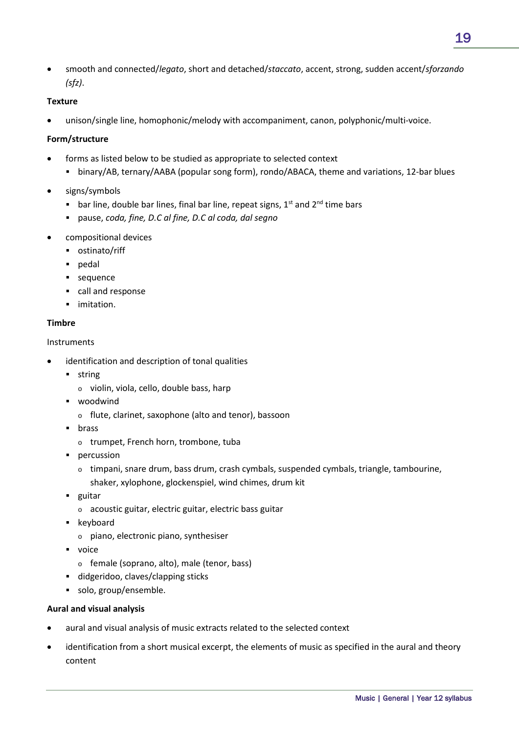- smooth and connected/*legato*, short and detached/*staccato*, accent, strong, sudden accent/*sforzando (sfz)*.

**Texture**

- unison/single line, homophonic/melody with accompaniment, canon, polyphonic/multi-voice.

**Form/structure**

- forms as listed below to be studied as appropriate to selected context
  - binary/AB, ternary/AABA (popular song form), rondo/ABACA, theme and variations, 12-bar blues
- signs/symbols
  - bar line, double bar lines, final bar line, repeat signs, 1st and 2nd time bars
  - pause, *coda, fine, D.C al fine, D.C al coda, dal segno*
- compositional devices
  - ostinato/riff
  - pedal
  - sequence
  - call and response
  - imitation.

**Timbre**

Instruments

- identification and description of tonal qualities
  - string
    - violin, viola, cello, double bass, harp
  - woodwind
    - flute, clarinet, saxophone (alto and tenor), bassoon
  - brass
    - trumpet, French horn, trombone, tuba
  - percussion
    - timpani, snare drum, bass drum, crash cymbals, suspended cymbals, triangle, tambourine, shaker, xylophone, glockenspiel, wind chimes, drum kit
  - guitar
    - acoustic guitar, electric guitar, electric bass guitar
  - keyboard
    - piano, electronic piano, synthesiser
  - voice
    - female (soprano, alto), male (tenor, bass)
  - didgeridoo, claves/clapping sticks
  - solo, group/ensemble.

**Aural and visual analysis**

- aural and visual analysis of music extracts related to the selected context
- identification from a short musical excerpt, the elements of music as specified in the aural and theory content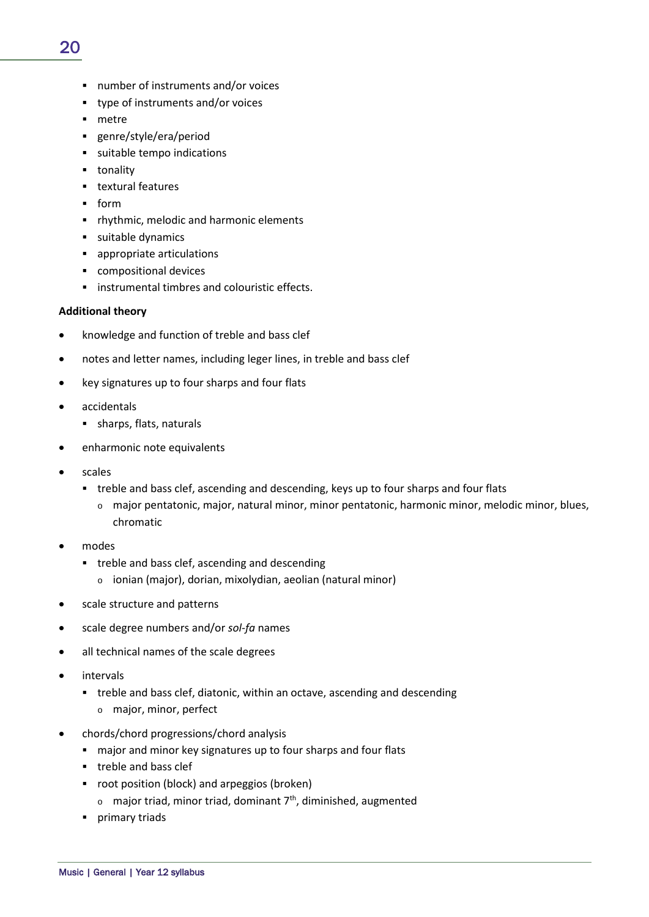- number of instruments and/or voices
  - type of instruments and/or voices
  - metre
  - genre/style/era/period
  - suitable tempo indications
  - tonality
  - textural features
  - form
  - rhythmic, melodic and harmonic elements
  - suitable dynamics
  - appropriate articulations
  - compositional devices
  - instrumental timbres and colouristic effects.

**Additional theory**

- knowledge and function of treble and bass clef
- notes and letter names, including leger lines, in treble and bass clef
- key signatures up to four sharps and four flats
- accidentals
  - sharps, flats, naturals
- enharmonic note equivalents
- scales
  - treble and bass clef, ascending and descending, keys up to four sharps and four flats
    - major pentatonic, major, natural minor, minor pentatonic, harmonic minor, melodic minor, blues, chromatic
- modes
  - treble and bass clef, ascending and descending
    - ionian (major), dorian, mixolydian, aeolian (natural minor)
- scale structure and patterns
- scale degree numbers and/or *sol-fa* names
- all technical names of the scale degrees
- intervals
  - treble and bass clef, diatonic, within an octave, ascending and descending
    - major, minor, perfect
- chords/chord progressions/chord analysis
  - major and minor key signatures up to four sharps and four flats
  - treble and bass clef
  - root position (block) and arpeggios (broken)
    - major triad, minor triad, dominant 7th, diminished, augmented
  - primary triads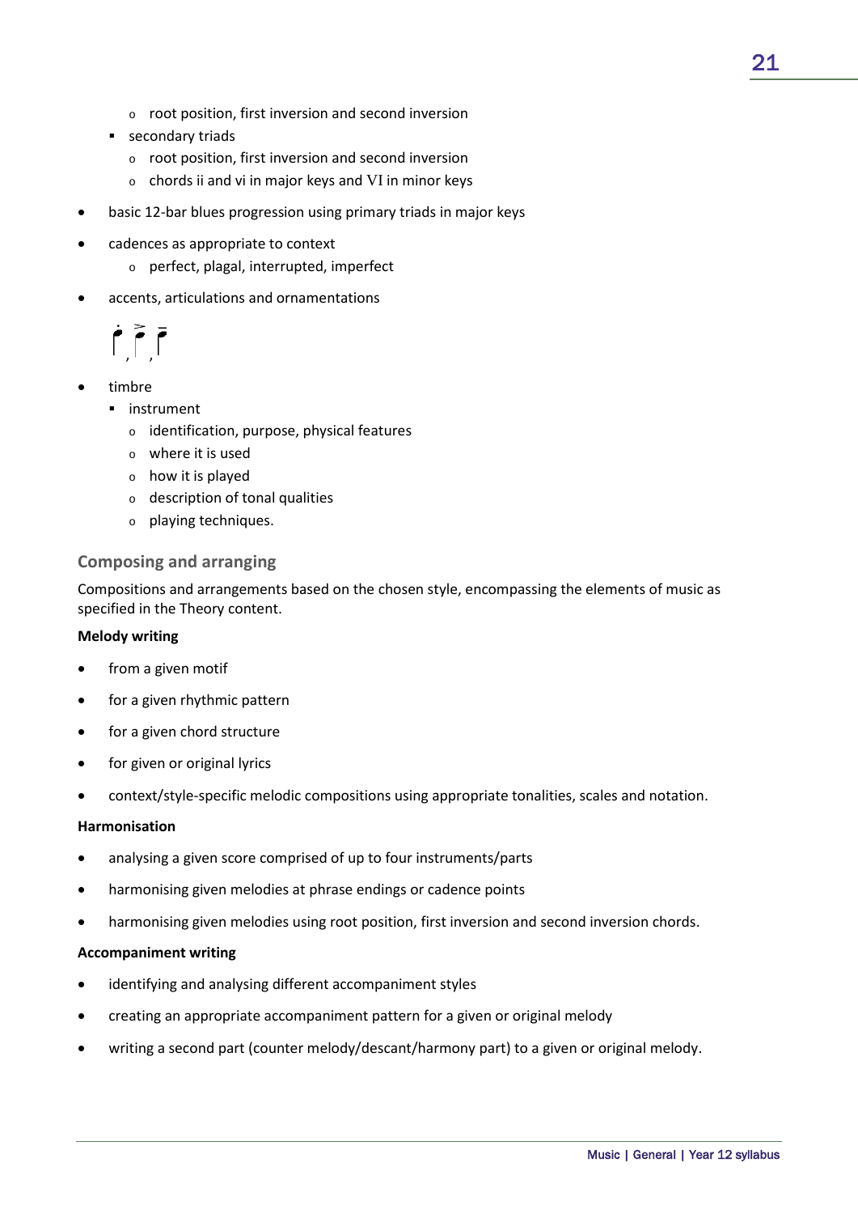- root position, first inversion and second inversion
  - secondary triads
    - root position, first inversion and second inversion
    - chords ii and vi in major keys and VI in minor keys
- basic 12-bar blues progression using primary triads in major keys
- cadences as appropriate to context
  - perfect, plagal, interrupted, imperfect
- accents, articulations and ornamentations
- timbre
  - instrument
    - identification, purpose, physical features
    - where it is used
    - how it is played
    - description of tonal qualities
    - playing techniques.

### Composing and arranging

Compositions and arrangements based on the chosen style, encompassing the elements of music as specified in the Theory content.

**Melody writing**

- from a given motif
- for a given rhythmic pattern
- for a given chord structure
- for given or original lyrics
- context/style-specific melodic compositions using appropriate tonalities, scales and notation.

**Harmonisation**

- analysing a given score comprised of up to four instruments/parts
- harmonising given melodies at phrase endings or cadence points
- harmonising given melodies using root position, first inversion and second inversion chords.

**Accompaniment writing**

- identifying and analysing different accompaniment styles
- creating an appropriate accompaniment pattern for a given or original melody
- writing a second part (counter melody/descant/harmony part) to a given or original melody.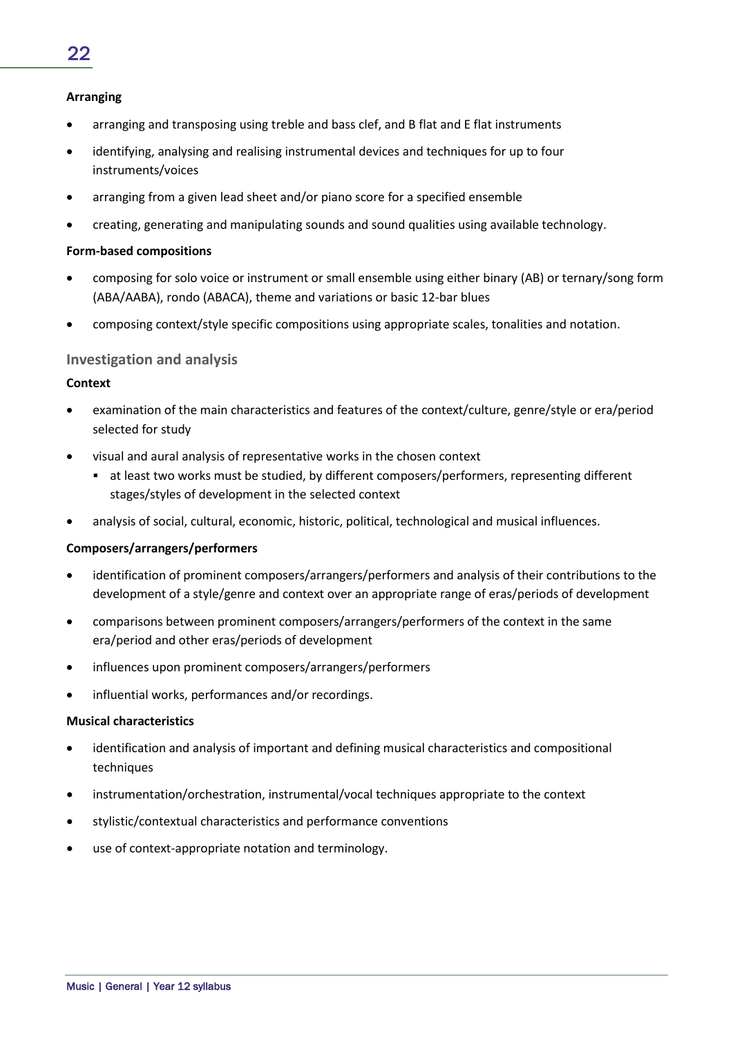**Arranging**

- arranging and transposing using treble and bass clef, and B flat and E flat instruments
- identifying, analysing and realising instrumental devices and techniques for up to four instruments/voices
- arranging from a given lead sheet and/or piano score for a specified ensemble
- creating, generating and manipulating sounds and sound qualities using available technology.

**Form-based compositions**

- composing for solo voice or instrument or small ensemble using either binary (AB) or ternary/song form (ABA/AABA), rondo (ABACA), theme and variations or basic 12-bar blues
- composing context/style specific compositions using appropriate scales, tonalities and notation.

### Investigation and analysis

**Context**

- examination of the main characteristics and features of the context/culture, genre/style or era/period selected for study
- visual and aural analysis of representative works in the chosen context
  - at least two works must be studied, by different composers/performers, representing different stages/styles of development in the selected context
- analysis of social, cultural, economic, historic, political, technological and musical influences.

**Composers/arrangers/performers**

- identification of prominent composers/arrangers/performers and analysis of their contributions to the development of a style/genre and context over an appropriate range of eras/periods of development
- comparisons between prominent composers/arrangers/performers of the context in the same era/period and other eras/periods of development
- influences upon prominent composers/arrangers/performers
- influential works, performances and/or recordings.

**Musical characteristics**

- identification and analysis of important and defining musical characteristics and compositional techniques
- instrumentation/orchestration, instrumental/vocal techniques appropriate to the context
- stylistic/contextual characteristics and performance conventions
- use of context-appropriate notation and terminology.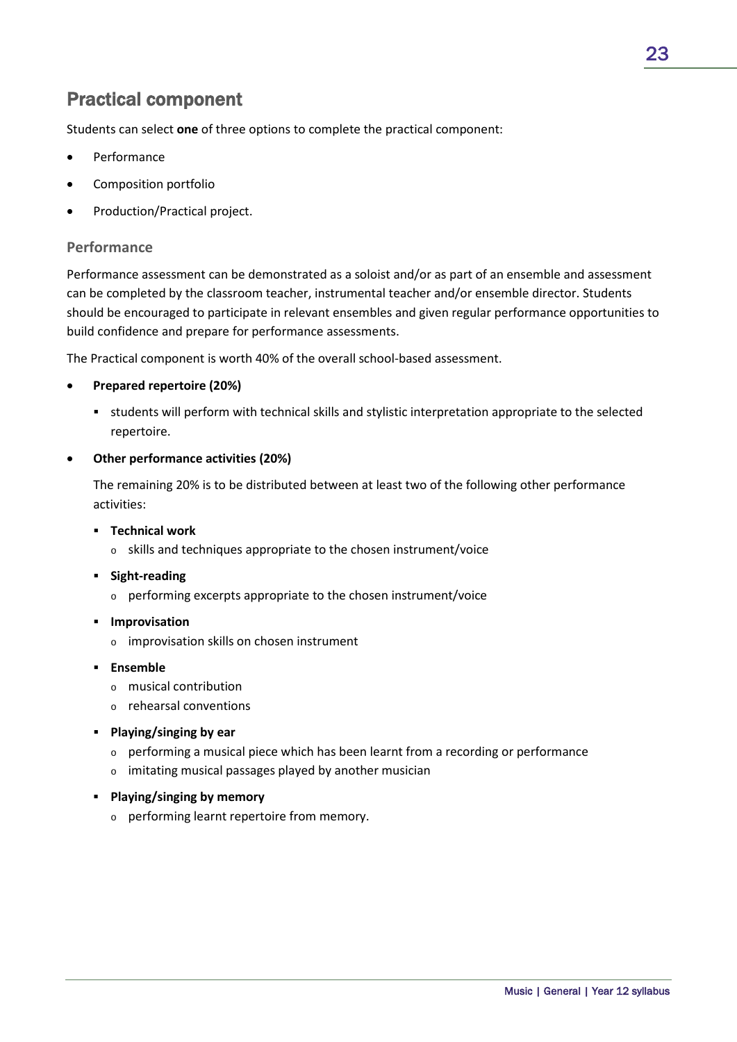## Practical component

Students can select **one** of three options to complete the practical component:

- Performance
- Composition portfolio
- Production/Practical project.

### Performance

Performance assessment can be demonstrated as a soloist and/or as part of an ensemble and assessment can be completed by the classroom teacher, instrumental teacher and/or ensemble director. Students should be encouraged to participate in relevant ensembles and given regular performance opportunities to build confidence and prepare for performance assessments.

The Practical component is worth 40% of the overall school-based assessment.

- **Prepared repertoire (20%)**
  - students will perform with technical skills and stylistic interpretation appropriate to the selected repertoire.
- **Other performance activities (20%)**

  The remaining 20% is to be distributed between at least two of the following other performance activities:

  - **Technical work**
    - skills and techniques appropriate to the chosen instrument/voice
  - **Sight-reading**
    - performing excerpts appropriate to the chosen instrument/voice
  - **Improvisation**
    - improvisation skills on chosen instrument
  - **Ensemble**
    - musical contribution
    - rehearsal conventions
  - **Playing/singing by ear**
    - performing a musical piece which has been learnt from a recording or performance
    - imitating musical passages played by another musician
  - **Playing/singing by memory**
    - performing learnt repertoire from memory.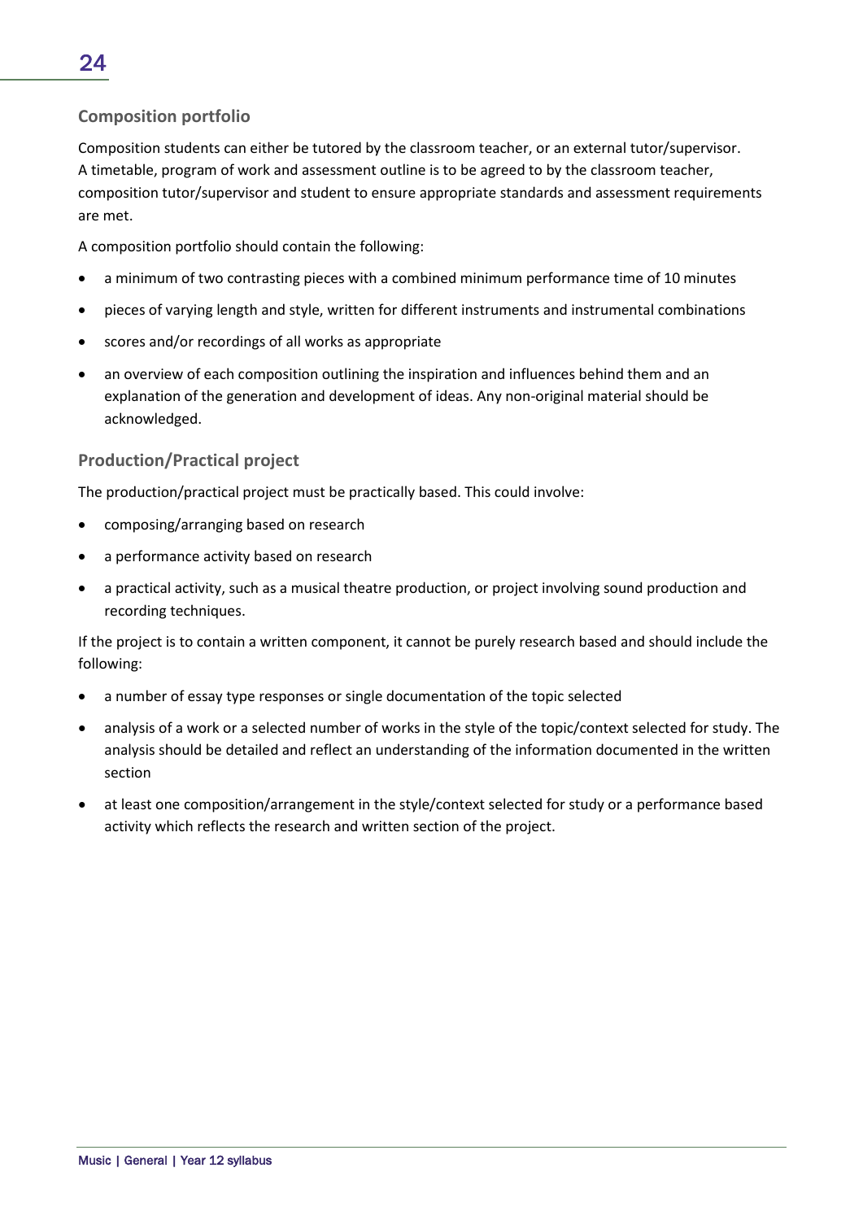### Composition portfolio

Composition students can either be tutored by the classroom teacher, or an external tutor/supervisor. A timetable, program of work and assessment outline is to be agreed to by the classroom teacher, composition tutor/supervisor and student to ensure appropriate standards and assessment requirements are met.

A composition portfolio should contain the following:

- a minimum of two contrasting pieces with a combined minimum performance time of 10 minutes
- pieces of varying length and style, written for different instruments and instrumental combinations
- scores and/or recordings of all works as appropriate
- an overview of each composition outlining the inspiration and influences behind them and an explanation of the generation and development of ideas. Any non-original material should be acknowledged.

### Production/Practical project

The production/practical project must be practically based. This could involve:

- composing/arranging based on research
- a performance activity based on research
- a practical activity, such as a musical theatre production, or project involving sound production and recording techniques.

If the project is to contain a written component, it cannot be purely research based and should include the following:

- a number of essay type responses or single documentation of the topic selected
- analysis of a work or a selected number of works in the style of the topic/context selected for study. The analysis should be detailed and reflect an understanding of the information documented in the written section
- at least one composition/arrangement in the style/context selected for study or a performance based activity which reflects the research and written section of the project.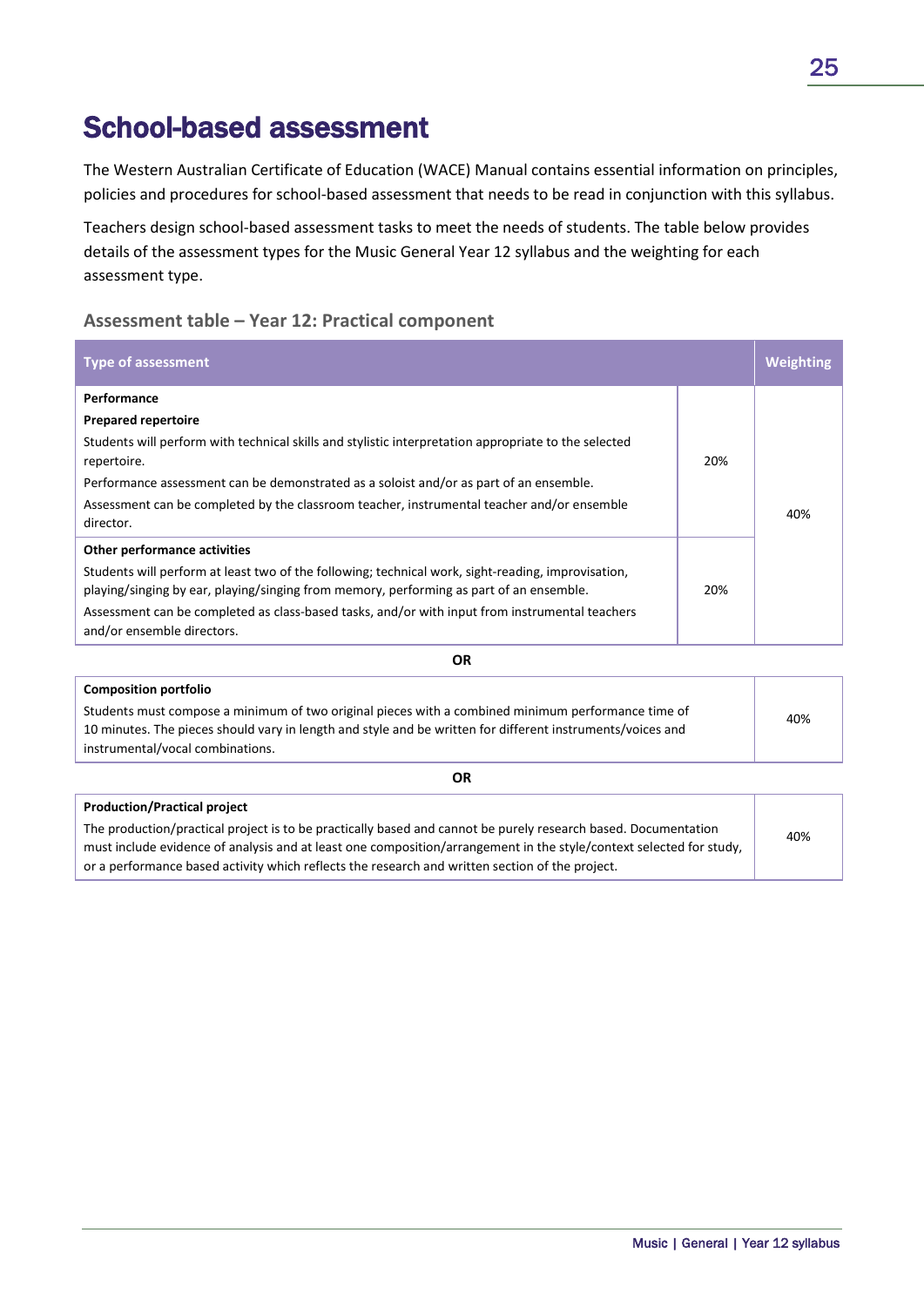# School-based assessment

The Western Australian Certificate of Education (WACE) Manual contains essential information on principles, policies and procedures for school-based assessment that needs to be read in conjunction with this syllabus.

Teachers design school-based assessment tasks to meet the needs of students. The table below provides details of the assessment types for the Music General Year 12 syllabus and the weighting for each assessment type.

### Assessment table – Year 12: Practical component

| Type of assessment | | Weighting |
|---|---|---|
| **Performance**<br>**Prepared repertoire**<br>Students will perform with technical skills and stylistic interpretation appropriate to the selected repertoire.<br>Performance assessment can be demonstrated as a soloist and/or as part of an ensemble.<br>Assessment can be completed by the classroom teacher, instrumental teacher and/or ensemble director. | 20% | 40% |
| **Other performance activities**<br>Students will perform at least two of the following; technical work, sight-reading, improvisation, playing/singing by ear, playing/singing from memory, performing as part of an ensemble.<br>Assessment can be completed as class-based tasks, and/or with input from instrumental teachers and/or ensemble directors. | 20% | |
| **OR** | | |
| **Composition portfolio**<br>Students must compose a minimum of two original pieces with a combined minimum performance time of 10 minutes. The pieces should vary in length and style and be written for different instruments/voices and instrumental/vocal combinations. | | 40% |
| **OR** | | |
| **Production/Practical project**<br>The production/practical project is to be practically based and cannot be purely research based. Documentation must include evidence of analysis and at least one composition/arrangement in the style/context selected for study, or a performance based activity which reflects the research and written section of the project. | | 40% |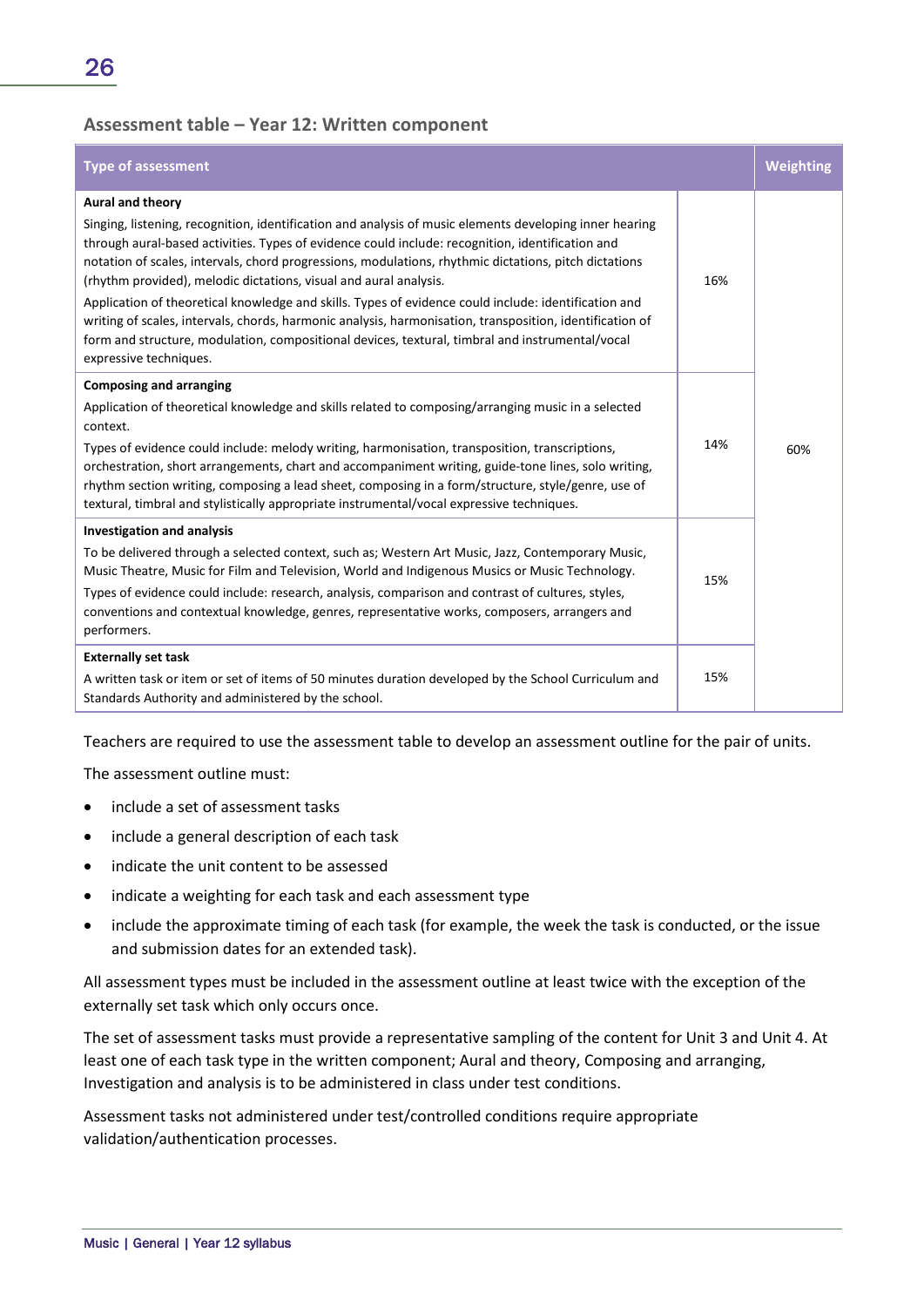### Assessment table – Year 12: Written component

| Type of assessment | | Weighting |
|---|---|---|
| **Aural and theory**<br>Singing, listening, recognition, identification and analysis of music elements developing inner hearing through aural-based activities. Types of evidence could include: recognition, identification and notation of scales, intervals, chord progressions, modulations, rhythmic dictations, pitch dictations (rhythm provided), melodic dictations, visual and aural analysis.<br>Application of theoretical knowledge and skills. Types of evidence could include: identification and writing of scales, intervals, chords, harmonic analysis, harmonisation, transposition, identification of form and structure, modulation, compositional devices, textural, timbral and instrumental/vocal expressive techniques. | 16% | 60% |
| **Composing and arranging**<br>Application of theoretical knowledge and skills related to composing/arranging music in a selected context.<br>Types of evidence could include: melody writing, harmonisation, transposition, transcriptions, orchestration, short arrangements, chart and accompaniment writing, guide-tone lines, solo writing, rhythm section writing, composing a lead sheet, composing in a form/structure, style/genre, use of textural, timbral and stylistically appropriate instrumental/vocal expressive techniques. | 14% | |
| **Investigation and analysis**<br>To be delivered through a selected context, such as; Western Art Music, Jazz, Contemporary Music, Music Theatre, Music for Film and Television, World and Indigenous Musics or Music Technology.<br>Types of evidence could include: research, analysis, comparison and contrast of cultures, styles, conventions and contextual knowledge, genres, representative works, composers, arrangers and performers. | 15% | |
| **Externally set task**<br>A written task or item or set of items of 50 minutes duration developed by the School Curriculum and Standards Authority and administered by the school. | 15% | |

Teachers are required to use the assessment table to develop an assessment outline for the pair of units.

The assessment outline must:

- include a set of assessment tasks
- include a general description of each task
- indicate the unit content to be assessed
- indicate a weighting for each task and each assessment type
- include the approximate timing of each task (for example, the week the task is conducted, or the issue and submission dates for an extended task).

All assessment types must be included in the assessment outline at least twice with the exception of the externally set task which only occurs once.

The set of assessment tasks must provide a representative sampling of the content for Unit 3 and Unit 4. At least one of each task type in the written component; Aural and theory, Composing and arranging, Investigation and analysis is to be administered in class under test conditions.

Assessment tasks not administered under test/controlled conditions require appropriate validation/authentication processes.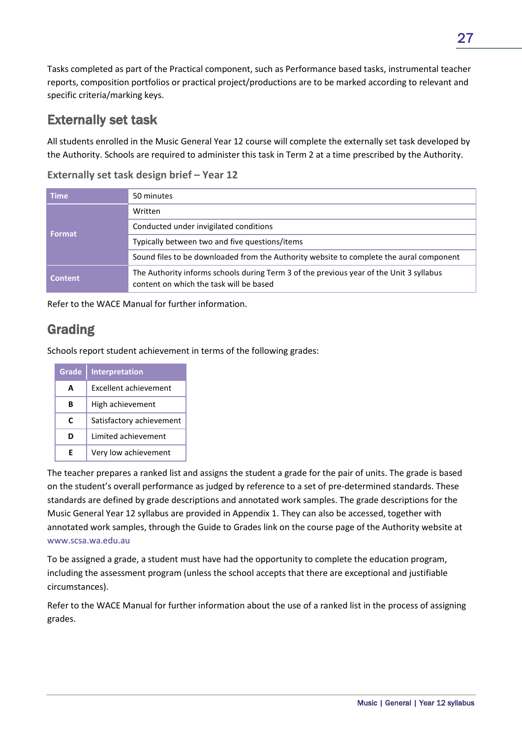Tasks completed as part of the Practical component, such as Performance based tasks, instrumental teacher reports, composition portfolios or practical project/productions are to be marked according to relevant and specific criteria/marking keys.

## Externally set task

All students enrolled in the Music General Year 12 course will complete the externally set task developed by the Authority. Schools are required to administer this task in Term 2 at a time prescribed by the Authority.

### Externally set task design brief – Year 12

| | |
|---|---|
| **Time** | 50 minutes |
| **Format** | Written |
| | Conducted under invigilated conditions |
| | Typically between two and five questions/items |
| | Sound files to be downloaded from the Authority website to complete the aural component |
| **Content** | The Authority informs schools during Term 3 of the previous year of the Unit 3 syllabus content on which the task will be based |

Refer to the WACE Manual for further information.

## Grading

Schools report student achievement in terms of the following grades:

| Grade | Interpretation |
|---|---|
| **A** | Excellent achievement |
| **B** | High achievement |
| **C** | Satisfactory achievement |
| **D** | Limited achievement |
| **E** | Very low achievement |

The teacher prepares a ranked list and assigns the student a grade for the pair of units. The grade is based on the student's overall performance as judged by reference to a set of pre-determined standards. These standards are defined by grade descriptions and annotated work samples. The grade descriptions for the Music General Year 12 syllabus are provided in Appendix 1. They can also be accessed, together with annotated work samples, through the Guide to Grades link on the course page of the Authority website at www.scsa.wa.edu.au

To be assigned a grade, a student must have had the opportunity to complete the education program, including the assessment program (unless the school accepts that there are exceptional and justifiable circumstances).

Refer to the WACE Manual for further information about the use of a ranked list in the process of assigning grades.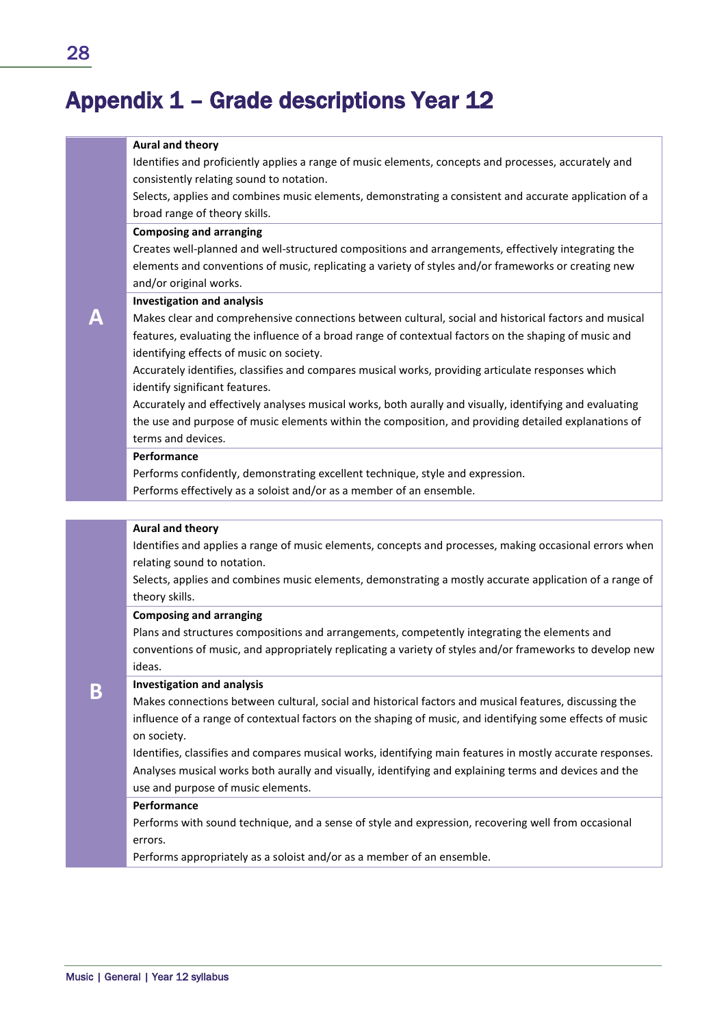# Appendix 1 – Grade descriptions Year 12

| Grade | Description |
|---|---|
| A | **Aural and theory**<br>Identifies and proficiently applies a range of music elements, concepts and processes, accurately and consistently relating sound to notation.<br>Selects, applies and combines music elements, demonstrating a consistent and accurate application of a broad range of theory skills.<br>**Composing and arranging**<br>Creates well-planned and well-structured compositions and arrangements, effectively integrating the elements and conventions of music, replicating a variety of styles and/or frameworks or creating new and/or original works.<br>**Investigation and analysis**<br>Makes clear and comprehensive connections between cultural, social and historical factors and musical features, evaluating the influence of a broad range of contextual factors on the shaping of music and identifying effects of music on society.<br>Accurately identifies, classifies and compares musical works, providing articulate responses which identify significant features.<br>Accurately and effectively analyses musical works, both aurally and visually, identifying and evaluating the use and purpose of music elements within the composition, and providing detailed explanations of terms and devices.<br>**Performance**<br>Performs confidently, demonstrating excellent technique, style and expression.<br>Performs effectively as a soloist and/or as a member of an ensemble. |
| B | **Aural and theory**<br>Identifies and applies a range of music elements, concepts and processes, making occasional errors when relating sound to notation.<br>Selects, applies and combines music elements, demonstrating a mostly accurate application of a range of theory skills.<br>**Composing and arranging**<br>Plans and structures compositions and arrangements, competently integrating the elements and conventions of music, and appropriately replicating a variety of styles and/or frameworks to develop new ideas.<br>**Investigation and analysis**<br>Makes connections between cultural, social and historical factors and musical features, discussing the influence of a range of contextual factors on the shaping of music, and identifying some effects of music on society.<br>Identifies, classifies and compares musical works, identifying main features in mostly accurate responses.<br>Analyses musical works both aurally and visually, identifying and explaining terms and devices and the use and purpose of music elements.<br>**Performance**<br>Performs with sound technique, and a sense of style and expression, recovering well from occasional errors.<br>Performs appropriately as a soloist and/or as a member of an ensemble. |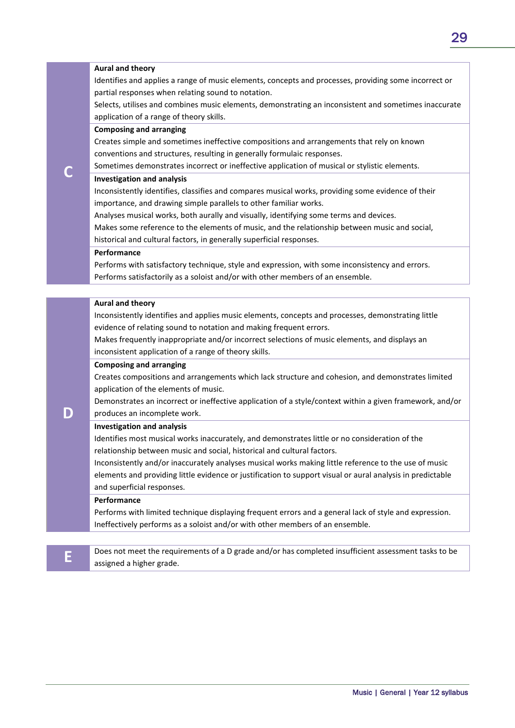| | |
|---|---|
| **C** | **Aural and theory**<br>Identifies and applies a range of music elements, concepts and processes, providing some incorrect or partial responses when relating sound to notation.<br>Selects, utilises and combines music elements, demonstrating an inconsistent and sometimes inaccurate application of a range of theory skills.<br>**Composing and arranging**<br>Creates simple and sometimes ineffective compositions and arrangements that rely on known conventions and structures, resulting in generally formulaic responses.<br>Sometimes demonstrates incorrect or ineffective application of musical or stylistic elements.<br>**Investigation and analysis**<br>Inconsistently identifies, classifies and compares musical works, providing some evidence of their importance, and drawing simple parallels to other familiar works.<br>Analyses musical works, both aurally and visually, identifying some terms and devices.<br>Makes some reference to the elements of music, and the relationship between music and social, historical and cultural factors, in generally superficial responses.<br>**Performance**<br>Performs with satisfactory technique, style and expression, with some inconsistency and errors.<br>Performs satisfactorily as a soloist and/or with other members of an ensemble. |
| **D** | **Aural and theory**<br>Inconsistently identifies and applies music elements, concepts and processes, demonstrating little evidence of relating sound to notation and making frequent errors.<br>Makes frequently inappropriate and/or incorrect selections of music elements, and displays an inconsistent application of a range of theory skills.<br>**Composing and arranging**<br>Creates compositions and arrangements which lack structure and cohesion, and demonstrates limited application of the elements of music.<br>Demonstrates an incorrect or ineffective application of a style/context within a given framework, and/or produces an incomplete work.<br>**Investigation and analysis**<br>Identifies most musical works inaccurately, and demonstrates little or no consideration of the relationship between music and social, historical and cultural factors.<br>Inconsistently and/or inaccurately analyses musical works making little reference to the use of music elements and providing little evidence or justification to support visual or aural analysis in predictable and superficial responses.<br>**Performance**<br>Performs with limited technique displaying frequent errors and a general lack of style and expression.<br>Ineffectively performs as a soloist and/or with other members of an ensemble. |
| **E** | Does not meet the requirements of a D grade and/or has completed insufficient assessment tasks to be assigned a higher grade. |